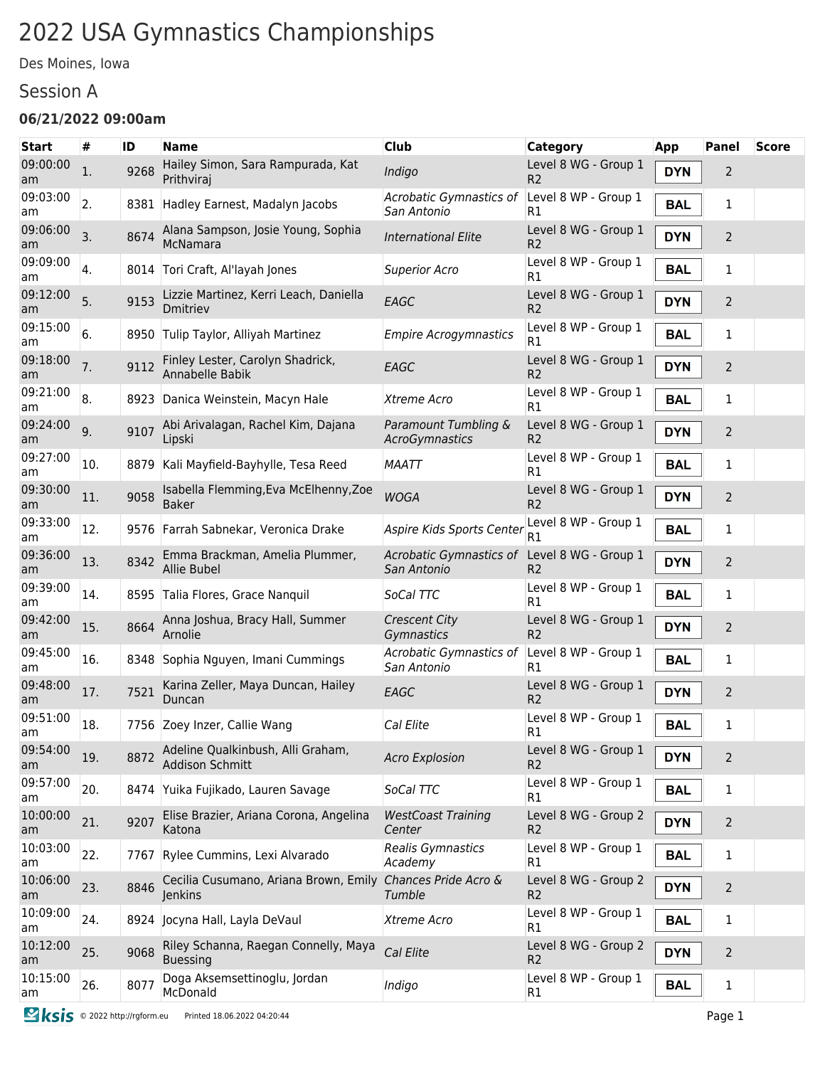# 2022 USA Gymnastics Championships

Des Moines, Iowa

## Session A

### 06/21/2022 09:00am

| Start | # | ID | Name | Club | Category | App | Panel | Score |
|---|---|---|---|---|---|---|---|---|
| 09:00:00 am | 1. | 9268 | Hailey Simon, Sara Rampurada, Kat Prithviraj | *Indigo* | Level 8 WG - Group 1 R2 | **DYN** | 2 | |
| 09:03:00 am | 2. | 8381 | Hadley Earnest, Madalyn Jacobs | *Acrobatic Gymnastics of San Antonio* | Level 8 WP - Group 1 R1 | **BAL** | 1 | |
| 09:06:00 am | 3. | 8674 | Alana Sampson, Josie Young, Sophia McNamara | *International Elite* | Level 8 WG - Group 1 R2 | **DYN** | 2 | |
| 09:09:00 am | 4. | 8014 | Tori Craft, Al'layah Jones | *Superior Acro* | Level 8 WP - Group 1 R1 | **BAL** | 1 | |
| 09:12:00 am | 5. | 9153 | Lizzie Martinez, Kerri Leach, Daniella Dmitriev | *EAGC* | Level 8 WG - Group 1 R2 | **DYN** | 2 | |
| 09:15:00 am | 6. | 8950 | Tulip Taylor, Alliyah Martinez | *Empire Acrogymnastics* | Level 8 WP - Group 1 R1 | **BAL** | 1 | |
| 09:18:00 am | 7. | 9112 | Finley Lester, Carolyn Shadrick, Annabelle Babik | *EAGC* | Level 8 WG - Group 1 R2 | **DYN** | 2 | |
| 09:21:00 am | 8. | 8923 | Danica Weinstein, Macyn Hale | *Xtreme Acro* | Level 8 WP - Group 1 R1 | **BAL** | 1 | |
| 09:24:00 am | 9. | 9107 | Abi Arivalagan, Rachel Kim, Dajana Lipski | *Paramount Tumbling & AcroGymnastics* | Level 8 WG - Group 1 R2 | **DYN** | 2 | |
| 09:27:00 am | 10. | 8879 | Kali Mayfield-Bayhylle, Tesa Reed | *MAATT* | Level 8 WP - Group 1 R1 | **BAL** | 1 | |
| 09:30:00 am | 11. | 9058 | Isabella Flemming,Eva McElhenny,Zoe Baker | *WOGA* | Level 8 WG - Group 1 R2 | **DYN** | 2 | |
| 09:33:00 am | 12. | 9576 | Farrah Sabnekar, Veronica Drake | *Aspire Kids Sports Center* | Level 8 WP - Group 1 R1 | **BAL** | 1 | |
| 09:36:00 am | 13. | 8342 | Emma Brackman, Amelia Plummer, Allie Bubel | *Acrobatic Gymnastics of San Antonio* | Level 8 WG - Group 1 R2 | **DYN** | 2 | |
| 09:39:00 am | 14. | 8595 | Talia Flores, Grace Nanquil | *SoCal TTC* | Level 8 WP - Group 1 R1 | **BAL** | 1 | |
| 09:42:00 am | 15. | 8664 | Anna Joshua, Bracy Hall, Summer Arnolie | *Crescent City Gymnastics* | Level 8 WG - Group 1 R2 | **DYN** | 2 | |
| 09:45:00 am | 16. | 8348 | Sophia Nguyen, Imani Cummings | *Acrobatic Gymnastics of San Antonio* | Level 8 WP - Group 1 R1 | **BAL** | 1 | |
| 09:48:00 am | 17. | 7521 | Karina Zeller, Maya Duncan, Hailey Duncan | *EAGC* | Level 8 WG - Group 1 R2 | **DYN** | 2 | |
| 09:51:00 am | 18. | 7756 | Zoey Inzer, Callie Wang | *Cal Elite* | Level 8 WP - Group 1 R1 | **BAL** | 1 | |
| 09:54:00 am | 19. | 8872 | Adeline Qualkinbush, Alli Graham, Addison Schmitt | *Acro Explosion* | Level 8 WG - Group 1 R2 | **DYN** | 2 | |
| 09:57:00 am | 20. | 8474 | Yuika Fujikado, Lauren Savage | *SoCal TTC* | Level 8 WP - Group 1 R1 | **BAL** | 1 | |
| 10:00:00 am | 21. | 9207 | Elise Brazier, Ariana Corona, Angelina Katona | *WestCoast Training Center* | Level 8 WG - Group 2 R2 | **DYN** | 2 | |
| 10:03:00 am | 22. | 7767 | Rylee Cummins, Lexi Alvarado | *Realis Gymnastics Academy* | Level 8 WP - Group 1 R1 | **BAL** | 1 | |
| 10:06:00 am | 23. | 8846 | Cecilia Cusumano, Ariana Brown, Emily Jenkins | *Chances Pride Acro & Tumble* | Level 8 WG - Group 2 R2 | **DYN** | 2 | |
| 10:09:00 am | 24. | 8924 | Jocyna Hall, Layla DeVaul | *Xtreme Acro* | Level 8 WP - Group 1 R1 | **BAL** | 1 | |
| 10:12:00 am | 25. | 9068 | Riley Schanna, Raegan Connelly, Maya Buessing | *Cal Elite* | Level 8 WG - Group 2 R2 | **DYN** | 2 | |
| 10:15:00 am | 26. | 8077 | Doga Aksemsettinoglu, Jordan McDonald | *Indigo* | Level 8 WP - Group 1 R1 | **BAL** | 1 | |

ksis © 2022 http://rgform.eu Printed 18.06.2022 04:20:44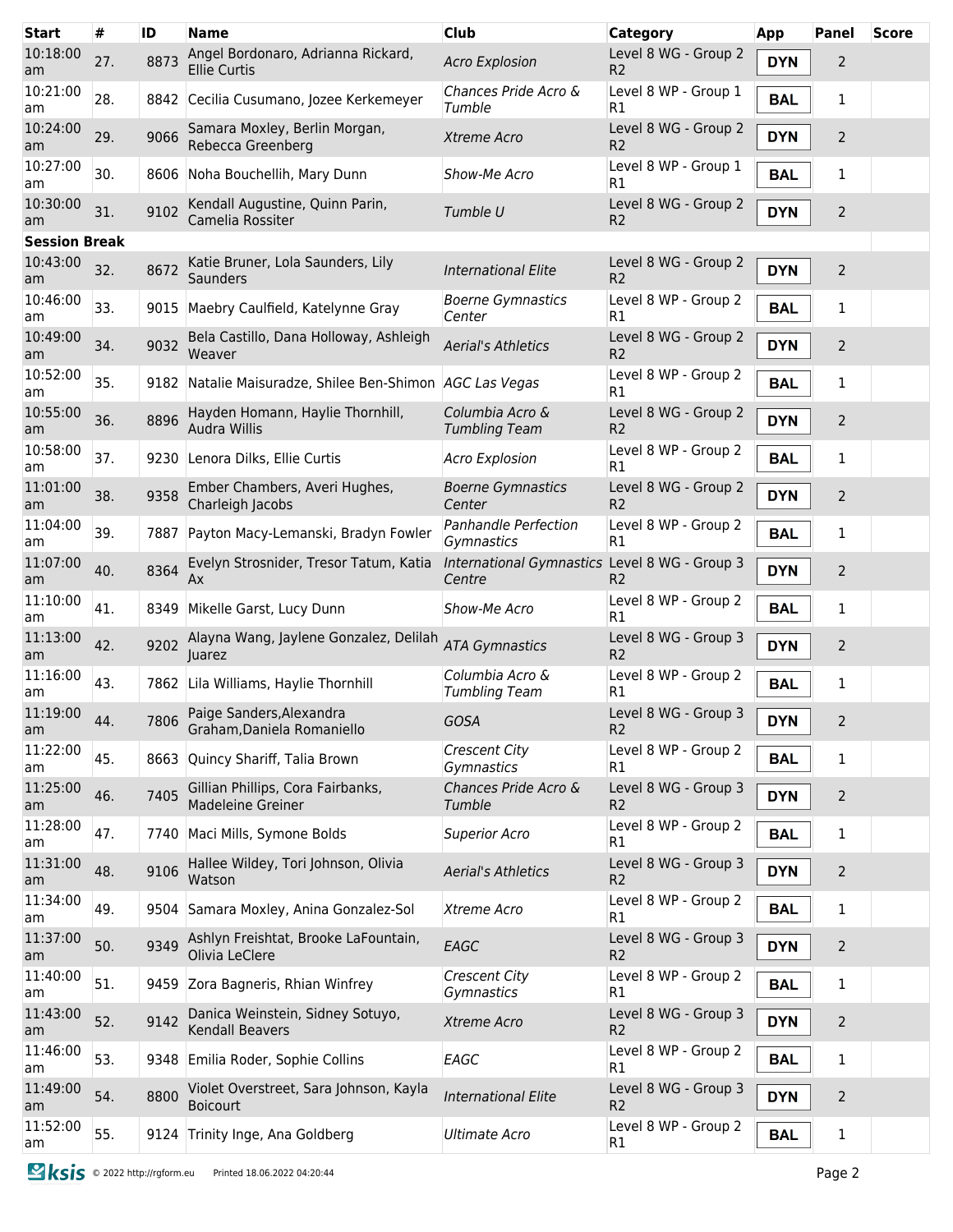| Start | # | ID | Name | Club | Category | App | Panel | Score |
|---|---|---|---|---|---|---|---|---|
| 10:18:00 am | 27. | 8873 | Angel Bordonaro, Adrianna Rickard, Ellie Curtis | *Acro Explosion* | Level 8 WG - Group 2 R2 | **DYN** | 2 | |
| 10:21:00 am | 28. | 8842 | Cecilia Cusumano, Jozee Kerkemeyer | *Chances Pride Acro & Tumble* | Level 8 WP - Group 1 R1 | **BAL** | 1 | |
| 10:24:00 am | 29. | 9066 | Samara Moxley, Berlin Morgan, Rebecca Greenberg | *Xtreme Acro* | Level 8 WG - Group 2 R2 | **DYN** | 2 | |
| 10:27:00 am | 30. | 8606 | Noha Bouchellih, Mary Dunn | *Show-Me Acro* | Level 8 WP - Group 1 R1 | **BAL** | 1 | |
| 10:30:00 am | 31. | 9102 | Kendall Augustine, Quinn Parin, Camelia Rossiter | *Tumble U* | Level 8 WG - Group 2 R2 | **DYN** | 2 | |
| **Session Break** | | | | | | | | |
| 10:43:00 am | 32. | 8672 | Katie Bruner, Lola Saunders, Lily Saunders | *International Elite* | Level 8 WG - Group 2 R2 | **DYN** | 2 | |
| 10:46:00 am | 33. | 9015 | Maebry Caulfield, Katelynne Gray | *Boerne Gymnastics Center* | Level 8 WP - Group 2 R1 | **BAL** | 1 | |
| 10:49:00 am | 34. | 9032 | Bela Castillo, Dana Holloway, Ashleigh Weaver | *Aerial's Athletics* | Level 8 WG - Group 2 R2 | **DYN** | 2 | |
| 10:52:00 am | 35. | 9182 | Natalie Maisuradze, Shilee Ben-Shimon | *AGC Las Vegas* | Level 8 WP - Group 2 R1 | **BAL** | 1 | |
| 10:55:00 am | 36. | 8896 | Hayden Homann, Haylie Thornhill, Audra Willis | *Columbia Acro & Tumbling Team* | Level 8 WG - Group 2 R2 | **DYN** | 2 | |
| 10:58:00 am | 37. | 9230 | Lenora Dilks, Ellie Curtis | *Acro Explosion* | Level 8 WP - Group 2 R1 | **BAL** | 1 | |
| 11:01:00 am | 38. | 9358 | Ember Chambers, Averi Hughes, Charleigh Jacobs | *Boerne Gymnastics Center* | Level 8 WG - Group 2 R2 | **DYN** | 2 | |
| 11:04:00 am | 39. | 7887 | Payton Macy-Lemanski, Bradyn Fowler | *Panhandle Perfection Gymnastics* | Level 8 WP - Group 2 R1 | **BAL** | 1 | |
| 11:07:00 am | 40. | 8364 | Evelyn Strosnider, Tresor Tatum, Katia Ax | *International Gymnastics Centre* | Level 8 WG - Group 3 R2 | **DYN** | 2 | |
| 11:10:00 am | 41. | 8349 | Mikelle Garst, Lucy Dunn | *Show-Me Acro* | Level 8 WP - Group 2 R1 | **BAL** | 1 | |
| 11:13:00 am | 42. | 9202 | Alayna Wang, Jaylene Gonzalez, Delilah Juarez | *ATA Gymnastics* | Level 8 WG - Group 3 R2 | **DYN** | 2 | |
| 11:16:00 am | 43. | 7862 | Lila Williams, Haylie Thornhill | *Columbia Acro & Tumbling Team* | Level 8 WP - Group 2 R1 | **BAL** | 1 | |
| 11:19:00 am | 44. | 7806 | Paige Sanders,Alexandra Graham,Daniela Romaniello | *GOSA* | Level 8 WG - Group 3 R2 | **DYN** | 2 | |
| 11:22:00 am | 45. | 8663 | Quincy Shariff, Talia Brown | *Crescent City Gymnastics* | Level 8 WP - Group 2 R1 | **BAL** | 1 | |
| 11:25:00 am | 46. | 7405 | Gillian Phillips, Cora Fairbanks, Madeleine Greiner | *Chances Pride Acro & Tumble* | Level 8 WG - Group 3 R2 | **DYN** | 2 | |
| 11:28:00 am | 47. | 7740 | Maci Mills, Symone Bolds | *Superior Acro* | Level 8 WP - Group 2 R1 | **BAL** | 1 | |
| 11:31:00 am | 48. | 9106 | Hallee Wildey, Tori Johnson, Olivia Watson | *Aerial's Athletics* | Level 8 WG - Group 3 R2 | **DYN** | 2 | |
| 11:34:00 am | 49. | 9504 | Samara Moxley, Anina Gonzalez-Sol | *Xtreme Acro* | Level 8 WP - Group 2 R1 | **BAL** | 1 | |
| 11:37:00 am | 50. | 9349 | Ashlyn Freishtat, Brooke LaFountain, Olivia LeClere | *EAGC* | Level 8 WG - Group 3 R2 | **DYN** | 2 | |
| 11:40:00 am | 51. | 9459 | Zora Bagneris, Rhian Winfrey | *Crescent City Gymnastics* | Level 8 WP - Group 2 R1 | **BAL** | 1 | |
| 11:43:00 am | 52. | 9142 | Danica Weinstein, Sidney Sotuyo, Kendall Beavers | *Xtreme Acro* | Level 8 WG - Group 3 R2 | **DYN** | 2 | |
| 11:46:00 am | 53. | 9348 | Emilia Roder, Sophie Collins | *EAGC* | Level 8 WP - Group 2 R1 | **BAL** | 1 | |
| 11:49:00 am | 54. | 8800 | Violet Overstreet, Sara Johnson, Kayla Boicourt | *International Elite* | Level 8 WG - Group 3 R2 | **DYN** | 2 | |
| 11:52:00 am | 55. | 9124 | Trinity Inge, Ana Goldberg | *Ultimate Acro* | Level 8 WP - Group 2 R1 | **BAL** | 1 | |

ksis © 2022 http://rgform.eu Printed 18.06.2022 04:20:44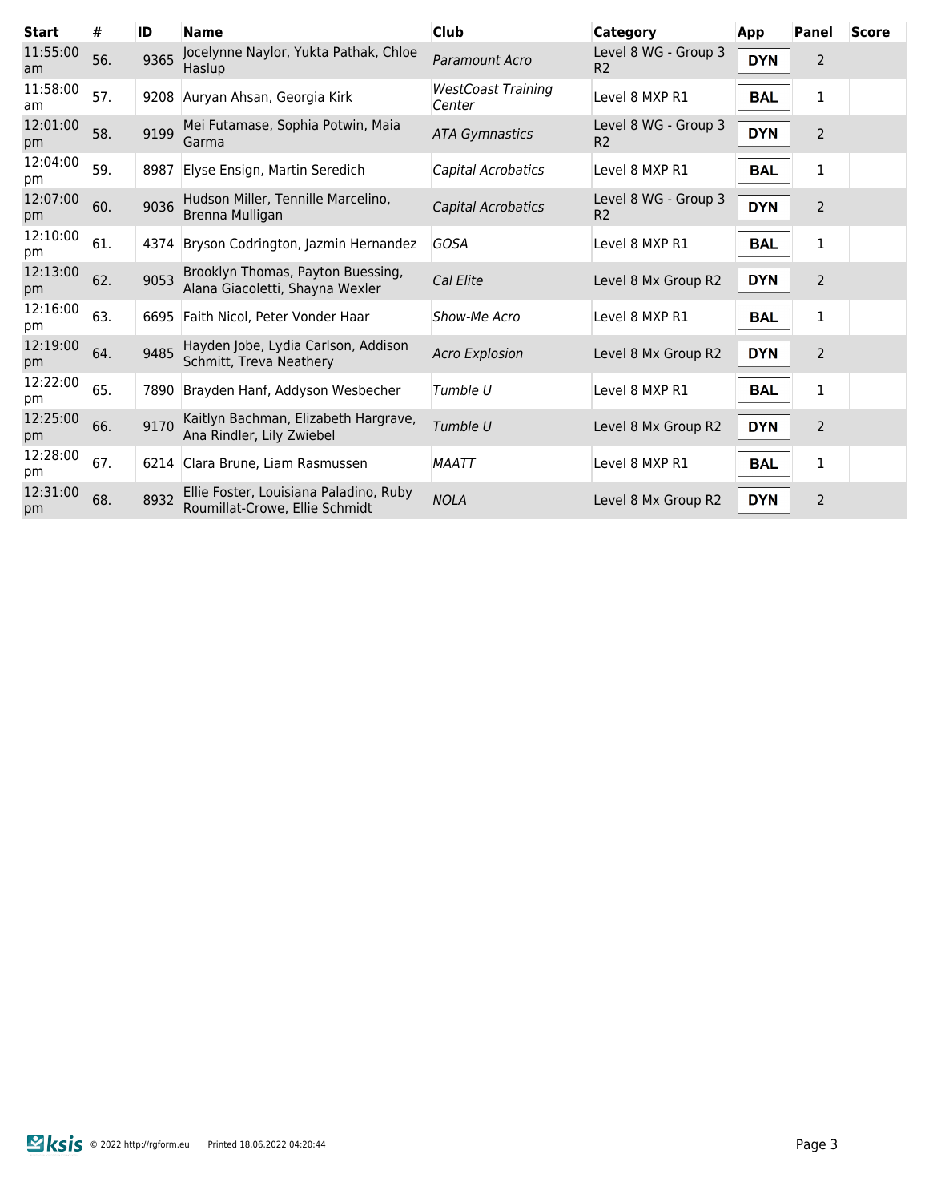| Start | # | ID | Name | Club | Category | App | Panel | Score |
| --- | --- | --- | --- | --- | --- | --- | --- | --- |
| 11:55:00 am | 56. | 9365 | Jocelynne Naylor, Yukta Pathak, Chloe Haslup | *Paramount Acro* | Level 8 WG - Group 3 R2 | **DYN** | 2 | |
| 11:58:00 am | 57. | 9208 | Auryan Ahsan, Georgia Kirk | *WestCoast Training Center* | Level 8 MXP R1 | **BAL** | 1 | |
| 12:01:00 pm | 58. | 9199 | Mei Futamase, Sophia Potwin, Maia Garma | *ATA Gymnastics* | Level 8 WG - Group 3 R2 | **DYN** | 2 | |
| 12:04:00 pm | 59. | 8987 | Elyse Ensign, Martin Seredich | *Capital Acrobatics* | Level 8 MXP R1 | **BAL** | 1 | |
| 12:07:00 pm | 60. | 9036 | Hudson Miller, Tennille Marcelino, Brenna Mulligan | *Capital Acrobatics* | Level 8 WG - Group 3 R2 | **DYN** | 2 | |
| 12:10:00 pm | 61. | 4374 | Bryson Codrington, Jazmin Hernandez | *GOSA* | Level 8 MXP R1 | **BAL** | 1 | |
| 12:13:00 pm | 62. | 9053 | Brooklyn Thomas, Payton Buessing, Alana Giacoletti, Shayna Wexler | *Cal Elite* | Level 8 Mx Group R2 | **DYN** | 2 | |
| 12:16:00 pm | 63. | 6695 | Faith Nicol, Peter Vonder Haar | *Show-Me Acro* | Level 8 MXP R1 | **BAL** | 1 | |
| 12:19:00 pm | 64. | 9485 | Hayden Jobe, Lydia Carlson, Addison Schmitt, Treva Neathery | *Acro Explosion* | Level 8 Mx Group R2 | **DYN** | 2 | |
| 12:22:00 pm | 65. | 7890 | Brayden Hanf, Addyson Wesbecher | *Tumble U* | Level 8 MXP R1 | **BAL** | 1 | |
| 12:25:00 pm | 66. | 9170 | Kaitlyn Bachman, Elizabeth Hargrave, Ana Rindler, Lily Zwiebel | *Tumble U* | Level 8 Mx Group R2 | **DYN** | 2 | |
| 12:28:00 pm | 67. | 6214 | Clara Brune, Liam Rasmussen | *MAATT* | Level 8 MXP R1 | **BAL** | 1 | |
| 12:31:00 pm | 68. | 8932 | Ellie Foster, Louisiana Paladino, Ruby Roumillat-Crowe, Ellie Schmidt | *NOLA* | Level 8 Mx Group R2 | **DYN** | 2 | |

ksis © 2022 http://rgform.eu Printed 18.06.2022 04:20:44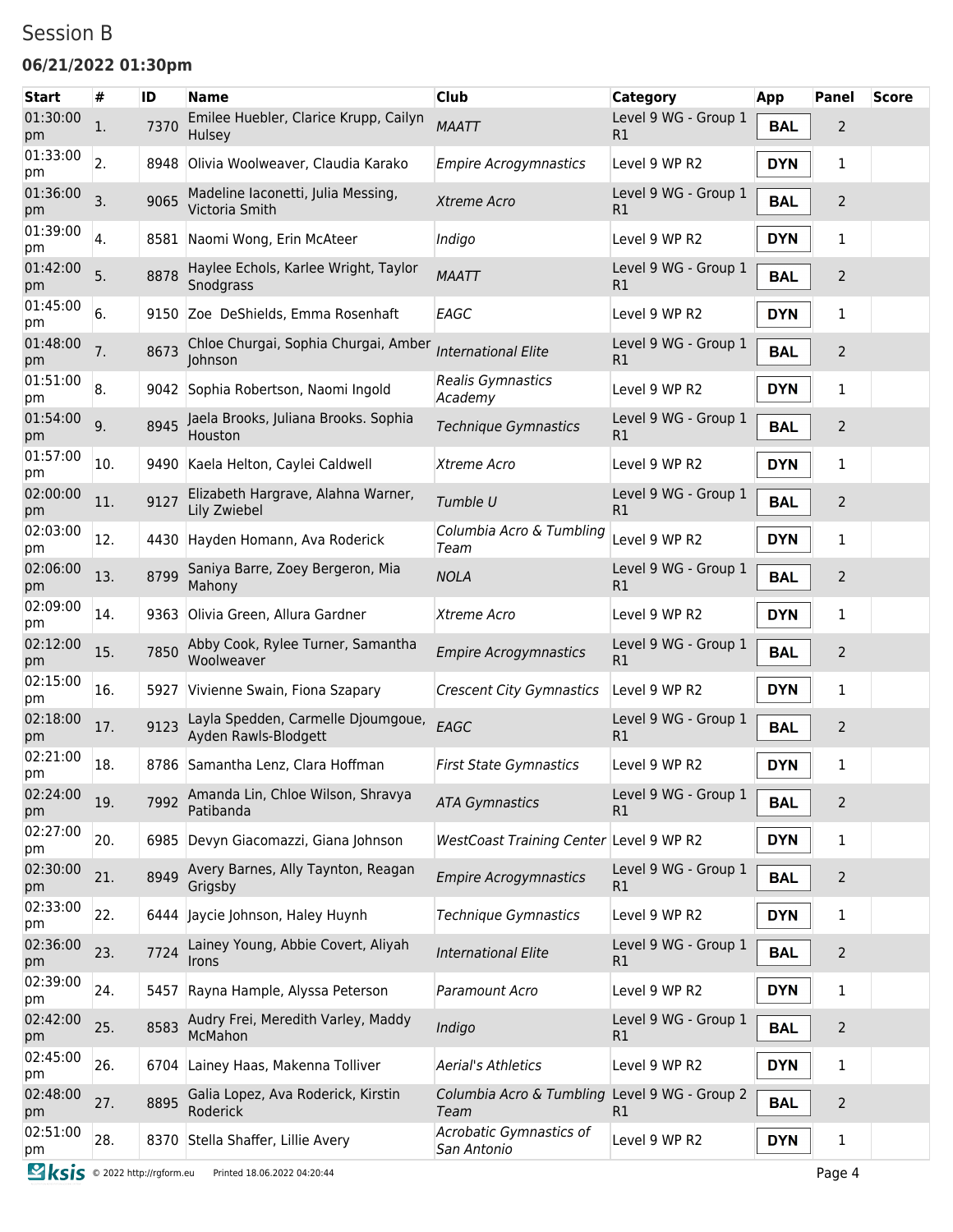# Session B

### 06/21/2022 01:30pm

| Start | # | ID | Name | Club | Category | App | Panel | Score |
|---|---|---|---|---|---|---|---|---|
| 01:30:00 pm | 1. | 7370 | Emilee Huebler, Clarice Krupp, Cailyn Hulsey | *MAATT* | Level 9 WG - Group 1 R1 | **BAL** | 2 | |
| 01:33:00 pm | 2. | 8948 | Olivia Woolweaver, Claudia Karako | *Empire Acrogymnastics* | Level 9 WP R2 | **DYN** | 1 | |
| 01:36:00 pm | 3. | 9065 | Madeline Iaconetti, Julia Messing, Victoria Smith | *Xtreme Acro* | Level 9 WG - Group 1 R1 | **BAL** | 2 | |
| 01:39:00 pm | 4. | 8581 | Naomi Wong, Erin McAteer | *Indigo* | Level 9 WP R2 | **DYN** | 1 | |
| 01:42:00 pm | 5. | 8878 | Haylee Echols, Karlee Wright, Taylor Snodgrass | *MAATT* | Level 9 WG - Group 1 R1 | **BAL** | 2 | |
| 01:45:00 pm | 6. | 9150 | Zoe DeShields, Emma Rosenhaft | *EAGC* | Level 9 WP R2 | **DYN** | 1 | |
| 01:48:00 pm | 7. | 8673 | Chloe Churgai, Sophia Churgai, Amber Johnson | *International Elite* | Level 9 WG - Group 1 R1 | **BAL** | 2 | |
| 01:51:00 pm | 8. | 9042 | Sophia Robertson, Naomi Ingold | *Realis Gymnastics Academy* | Level 9 WP R2 | **DYN** | 1 | |
| 01:54:00 pm | 9. | 8945 | Jaela Brooks, Juliana Brooks. Sophia Houston | *Technique Gymnastics* | Level 9 WG - Group 1 R1 | **BAL** | 2 | |
| 01:57:00 pm | 10. | 9490 | Kaela Helton, Caylei Caldwell | *Xtreme Acro* | Level 9 WP R2 | **DYN** | 1 | |
| 02:00:00 pm | 11. | 9127 | Elizabeth Hargrave, Alahna Warner, Lily Zwiebel | *Tumble U* | Level 9 WG - Group 1 R1 | **BAL** | 2 | |
| 02:03:00 pm | 12. | 4430 | Hayden Homann, Ava Roderick | *Columbia Acro & Tumbling Team* | Level 9 WP R2 | **DYN** | 1 | |
| 02:06:00 pm | 13. | 8799 | Saniya Barre, Zoey Bergeron, Mia Mahony | *NOLA* | Level 9 WG - Group 1 R1 | **BAL** | 2 | |
| 02:09:00 pm | 14. | 9363 | Olivia Green, Allura Gardner | *Xtreme Acro* | Level 9 WP R2 | **DYN** | 1 | |
| 02:12:00 pm | 15. | 7850 | Abby Cook, Rylee Turner, Samantha Woolweaver | *Empire Acrogymnastics* | Level 9 WG - Group 1 R1 | **BAL** | 2 | |
| 02:15:00 pm | 16. | 5927 | Vivienne Swain, Fiona Szapary | *Crescent City Gymnastics* | Level 9 WP R2 | **DYN** | 1 | |
| 02:18:00 pm | 17. | 9123 | Layla Spedden, Carmelle Djoumgoue, Ayden Rawls-Blodgett | *EAGC* | Level 9 WG - Group 1 R1 | **BAL** | 2 | |
| 02:21:00 pm | 18. | 8786 | Samantha Lenz, Clara Hoffman | *First State Gymnastics* | Level 9 WP R2 | **DYN** | 1 | |
| 02:24:00 pm | 19. | 7992 | Amanda Lin, Chloe Wilson, Shravya Patibanda | *ATA Gymnastics* | Level 9 WG - Group 1 R1 | **BAL** | 2 | |
| 02:27:00 pm | 20. | 6985 | Devyn Giacomazzi, Giana Johnson | *WestCoast Training Center* | Level 9 WP R2 | **DYN** | 1 | |
| 02:30:00 pm | 21. | 8949 | Avery Barnes, Ally Taynton, Reagan Grigsby | *Empire Acrogymnastics* | Level 9 WG - Group 1 R1 | **BAL** | 2 | |
| 02:33:00 pm | 22. | 6444 | Jaycie Johnson, Haley Huynh | *Technique Gymnastics* | Level 9 WP R2 | **DYN** | 1 | |
| 02:36:00 pm | 23. | 7724 | Lainey Young, Abbie Covert, Aliyah Irons | *International Elite* | Level 9 WG - Group 1 R1 | **BAL** | 2 | |
| 02:39:00 pm | 24. | 5457 | Rayna Hample, Alyssa Peterson | *Paramount Acro* | Level 9 WP R2 | **DYN** | 1 | |
| 02:42:00 pm | 25. | 8583 | Audry Frei, Meredith Varley, Maddy McMahon | *Indigo* | Level 9 WG - Group 1 R1 | **BAL** | 2 | |
| 02:45:00 pm | 26. | 6704 | Lainey Haas, Makenna Tolliver | *Aerial's Athletics* | Level 9 WP R2 | **DYN** | 1 | |
| 02:48:00 pm | 27. | 8895 | Galia Lopez, Ava Roderick, Kirstin Roderick | *Columbia Acro & Tumbling Team* | Level 9 WG - Group 2 R1 | **BAL** | 2 | |
| 02:51:00 pm | 28. | 8370 | Stella Shaffer, Lillie Avery | *Acrobatic Gymnastics of San Antonio* | Level 9 WP R2 | **DYN** | 1 | |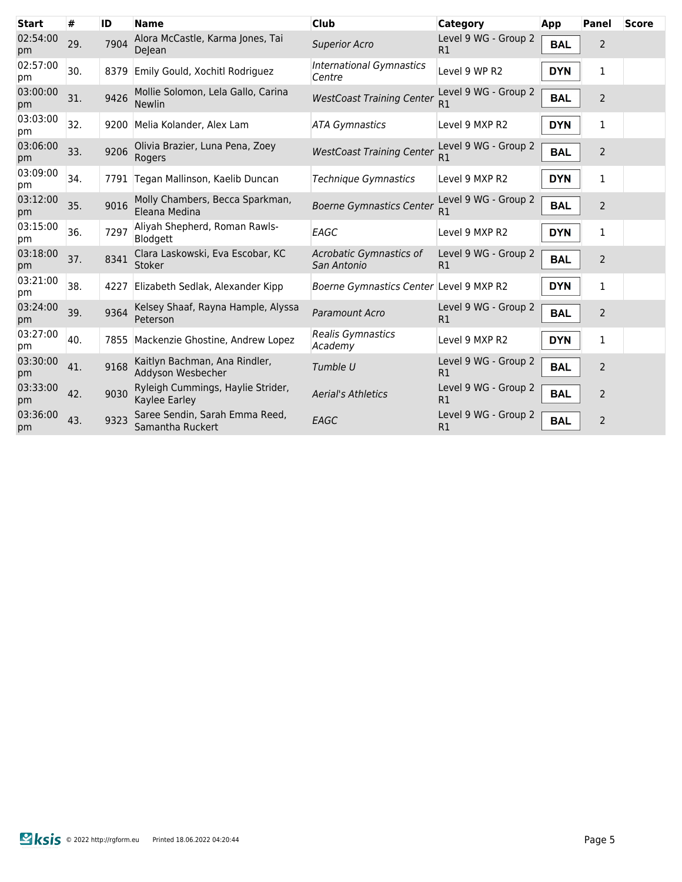| Start | # | ID | Name | Club | Category | App | Panel | Score |
|---|---|---|---|---|---|---|---|---|
| 02:54:00 pm | 29. | 7904 | Alora McCastle, Karma Jones, Tai DeJean | *Superior Acro* | Level 9 WG - Group 2 R1 | **BAL** | 2 | |
| 02:57:00 pm | 30. | 8379 | Emily Gould, Xochitl Rodriguez | *International Gymnastics Centre* | Level 9 WP R2 | **DYN** | 1 | |
| 03:00:00 pm | 31. | 9426 | Mollie Solomon, Lela Gallo, Carina Newlin | *WestCoast Training Center* | Level 9 WG - Group 2 R1 | **BAL** | 2 | |
| 03:03:00 pm | 32. | 9200 | Melia Kolander, Alex Lam | *ATA Gymnastics* | Level 9 MXP R2 | **DYN** | 1 | |
| 03:06:00 pm | 33. | 9206 | Olivia Brazier, Luna Pena, Zoey Rogers | *WestCoast Training Center* | Level 9 WG - Group 2 R1 | **BAL** | 2 | |
| 03:09:00 pm | 34. | 7791 | Tegan Mallinson, Kaelib Duncan | *Technique Gymnastics* | Level 9 MXP R2 | **DYN** | 1 | |
| 03:12:00 pm | 35. | 9016 | Molly Chambers, Becca Sparkman, Eleana Medina | *Boerne Gymnastics Center* | Level 9 WG - Group 2 R1 | **BAL** | 2 | |
| 03:15:00 pm | 36. | 7297 | Aliyah Shepherd, Roman Rawls-Blodgett | *EAGC* | Level 9 MXP R2 | **DYN** | 1 | |
| 03:18:00 pm | 37. | 8341 | Clara Laskowski, Eva Escobar, KC Stoker | *Acrobatic Gymnastics of San Antonio* | Level 9 WG - Group 2 R1 | **BAL** | 2 | |
| 03:21:00 pm | 38. | 4227 | Elizabeth Sedlak, Alexander Kipp | *Boerne Gymnastics Center* | Level 9 MXP R2 | **DYN** | 1 | |
| 03:24:00 pm | 39. | 9364 | Kelsey Shaaf, Rayna Hample, Alyssa Peterson | *Paramount Acro* | Level 9 WG - Group 2 R1 | **BAL** | 2 | |
| 03:27:00 pm | 40. | 7855 | Mackenzie Ghostine, Andrew Lopez | *Realis Gymnastics Academy* | Level 9 MXP R2 | **DYN** | 1 | |
| 03:30:00 pm | 41. | 9168 | Kaitlyn Bachman, Ana Rindler, Addyson Wesbecher | *Tumble U* | Level 9 WG - Group 2 R1 | **BAL** | 2 | |
| 03:33:00 pm | 42. | 9030 | Ryleigh Cummings, Haylie Strider, Kaylee Earley | *Aerial's Athletics* | Level 9 WG - Group 2 R1 | **BAL** | 2 | |
| 03:36:00 pm | 43. | 9323 | Saree Sendin, Sarah Emma Reed, Samantha Ruckert | *EAGC* | Level 9 WG - Group 2 R1 | **BAL** | 2 | |

ksis © 2022 http://rgform.eu Printed 18.06.2022 04:20:44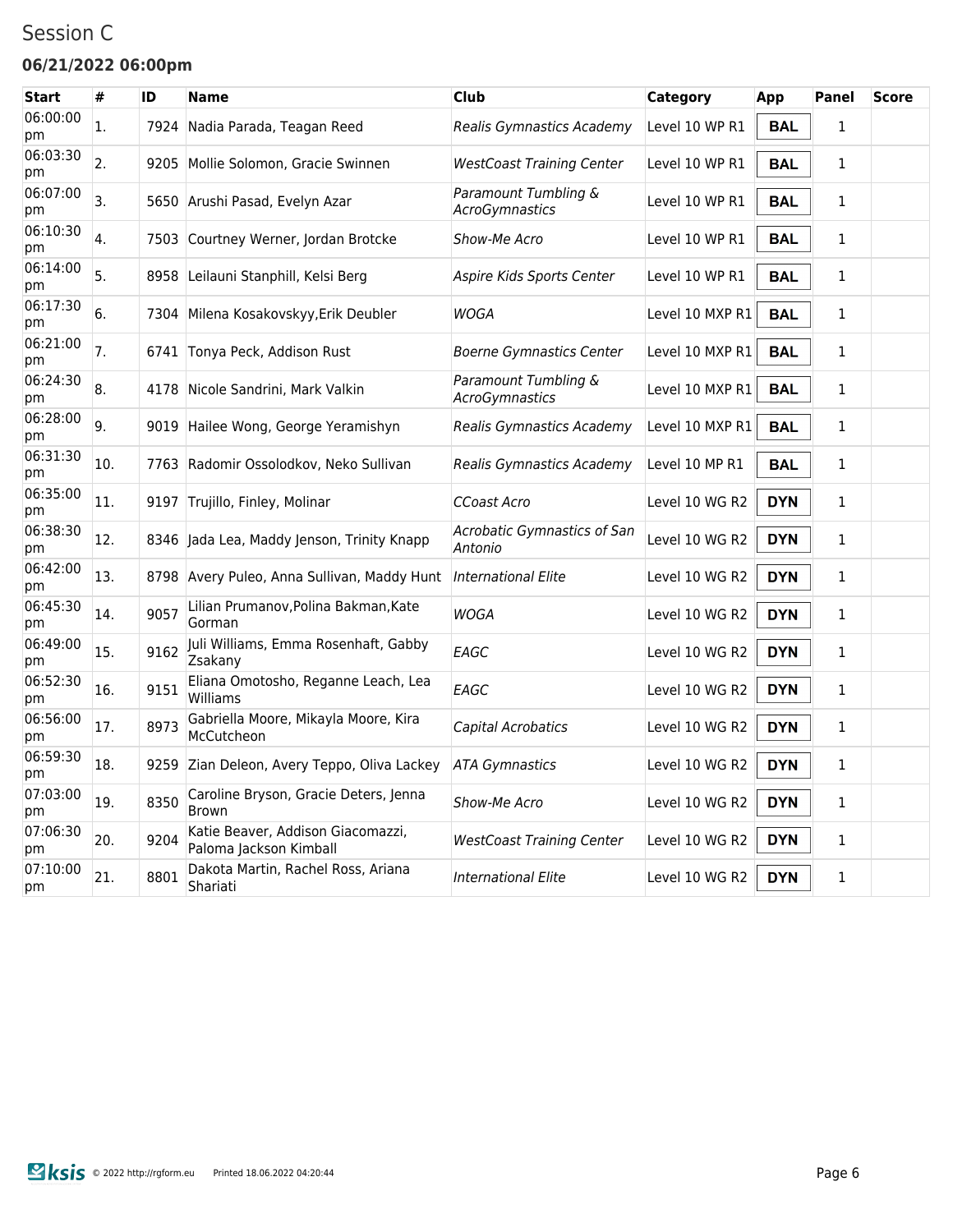# Session C

### 06/21/2022 06:00pm

| Start | # | ID | Name | Club | Category | App | Panel | Score |
|---|---|---|---|---|---|---|---|---|
| 06:00:00 pm | 1. | 7924 | Nadia Parada, Teagan Reed | *Realis Gymnastics Academy* | Level 10 WP R1 | **BAL** | 1 | |
| 06:03:30 pm | 2. | 9205 | Mollie Solomon, Gracie Swinnen | *WestCoast Training Center* | Level 10 WP R1 | **BAL** | 1 | |
| 06:07:00 pm | 3. | 5650 | Arushi Pasad, Evelyn Azar | *Paramount Tumbling & AcroGymnastics* | Level 10 WP R1 | **BAL** | 1 | |
| 06:10:30 pm | 4. | 7503 | Courtney Werner, Jordan Brotcke | *Show-Me Acro* | Level 10 WP R1 | **BAL** | 1 | |
| 06:14:00 pm | 5. | 8958 | Leilauni Stanphill, Kelsi Berg | *Aspire Kids Sports Center* | Level 10 WP R1 | **BAL** | 1 | |
| 06:17:30 pm | 6. | 7304 | Milena Kosakovskyy,Erik Deubler | *WOGA* | Level 10 MXP R1 | **BAL** | 1 | |
| 06:21:00 pm | 7. | 6741 | Tonya Peck, Addison Rust | *Boerne Gymnastics Center* | Level 10 MXP R1 | **BAL** | 1 | |
| 06:24:30 pm | 8. | 4178 | Nicole Sandrini, Mark Valkin | *Paramount Tumbling & AcroGymnastics* | Level 10 MXP R1 | **BAL** | 1 | |
| 06:28:00 pm | 9. | 9019 | Hailee Wong, George Yeramishyn | *Realis Gymnastics Academy* | Level 10 MXP R1 | **BAL** | 1 | |
| 06:31:30 pm | 10. | 7763 | Radomir Ossolodkov, Neko Sullivan | *Realis Gymnastics Academy* | Level 10 MP R1 | **BAL** | 1 | |
| 06:35:00 pm | 11. | 9197 | Trujillo, Finley, Molinar | *CCoast Acro* | Level 10 WG R2 | **DYN** | 1 | |
| 06:38:30 pm | 12. | 8346 | Jada Lea, Maddy Jenson, Trinity Knapp | *Acrobatic Gymnastics of San Antonio* | Level 10 WG R2 | **DYN** | 1 | |
| 06:42:00 pm | 13. | 8798 | Avery Puleo, Anna Sullivan, Maddy Hunt | *International Elite* | Level 10 WG R2 | **DYN** | 1 | |
| 06:45:30 pm | 14. | 9057 | Lilian Prumanov,Polina Bakman,Kate Gorman | *WOGA* | Level 10 WG R2 | **DYN** | 1 | |
| 06:49:00 pm | 15. | 9162 | Juli Williams, Emma Rosenhaft, Gabby Zsakany | *EAGC* | Level 10 WG R2 | **DYN** | 1 | |
| 06:52:30 pm | 16. | 9151 | Eliana Omotosho, Reganne Leach, Lea Williams | *EAGC* | Level 10 WG R2 | **DYN** | 1 | |
| 06:56:00 pm | 17. | 8973 | Gabriella Moore, Mikayla Moore, Kira McCutcheon | *Capital Acrobatics* | Level 10 WG R2 | **DYN** | 1 | |
| 06:59:30 pm | 18. | 9259 | Zian Deleon, Avery Teppo, Oliva Lackey | *ATA Gymnastics* | Level 10 WG R2 | **DYN** | 1 | |
| 07:03:00 pm | 19. | 8350 | Caroline Bryson, Gracie Deters, Jenna Brown | *Show-Me Acro* | Level 10 WG R2 | **DYN** | 1 | |
| 07:06:30 pm | 20. | 9204 | Katie Beaver, Addison Giacomazzi, Paloma Jackson Kimball | *WestCoast Training Center* | Level 10 WG R2 | **DYN** | 1 | |
| 07:10:00 pm | 21. | 8801 | Dakota Martin, Rachel Ross, Ariana Shariati | *International Elite* | Level 10 WG R2 | **DYN** | 1 | |

ksis © 2022 http://rgform.eu Printed 18.06.2022 04:20:44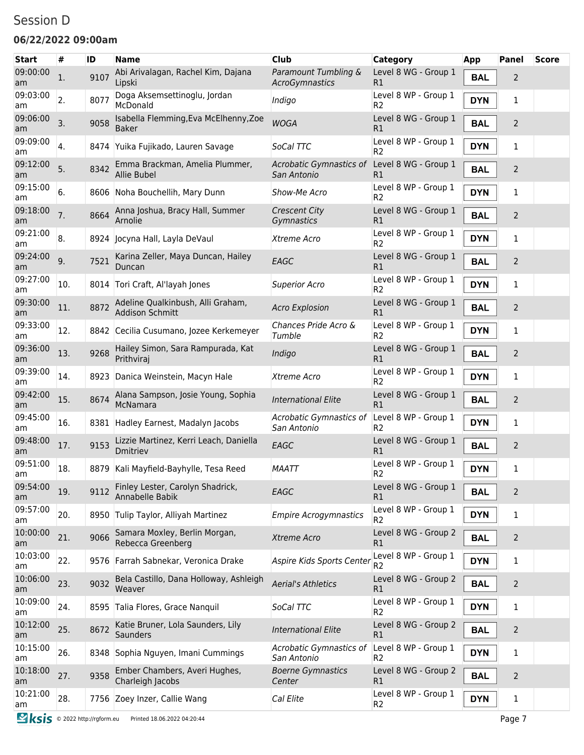# Session D

### 06/22/2022 09:00am

| Start | # | ID | Name | Club | Category | App | Panel | Score |
|---|---|---|---|---|---|---|---|---|
| 09:00:00 am | 1. | 9107 | Abi Arivalagan, Rachel Kim, Dajana Lipski | *Paramount Tumbling & AcroGymnastics* | Level 8 WG - Group 1 R1 | **BAL** | 2 | |
| 09:03:00 am | 2. | 8077 | Doga Aksemsettinoglu, Jordan McDonald | *Indigo* | Level 8 WP - Group 1 R2 | **DYN** | 1 | |
| 09:06:00 am | 3. | 9058 | Isabella Flemming,Eva McElhenny,Zoe Baker | *WOGA* | Level 8 WG - Group 1 R1 | **BAL** | 2 | |
| 09:09:00 am | 4. | 8474 | Yuika Fujikado, Lauren Savage | *SoCal TTC* | Level 8 WP - Group 1 R2 | **DYN** | 1 | |
| 09:12:00 am | 5. | 8342 | Emma Brackman, Amelia Plummer, Allie Bubel | *Acrobatic Gymnastics of San Antonio* | Level 8 WG - Group 1 R1 | **BAL** | 2 | |
| 09:15:00 am | 6. | 8606 | Noha Bouchellih, Mary Dunn | *Show-Me Acro* | Level 8 WP - Group 1 R2 | **DYN** | 1 | |
| 09:18:00 am | 7. | 8664 | Anna Joshua, Bracy Hall, Summer Arnolie | *Crescent City Gymnastics* | Level 8 WG - Group 1 R1 | **BAL** | 2 | |
| 09:21:00 am | 8. | 8924 | Jocyna Hall, Layla DeVaul | *Xtreme Acro* | Level 8 WP - Group 1 R2 | **DYN** | 1 | |
| 09:24:00 am | 9. | 7521 | Karina Zeller, Maya Duncan, Hailey Duncan | *EAGC* | Level 8 WG - Group 1 R1 | **BAL** | 2 | |
| 09:27:00 am | 10. | 8014 | Tori Craft, Al'layah Jones | *Superior Acro* | Level 8 WP - Group 1 R2 | **DYN** | 1 | |
| 09:30:00 am | 11. | 8872 | Adeline Qualkinbush, Alli Graham, Addison Schmitt | *Acro Explosion* | Level 8 WG - Group 1 R1 | **BAL** | 2 | |
| 09:33:00 am | 12. | 8842 | Cecilia Cusumano, Jozee Kerkemeyer | *Chances Pride Acro & Tumble* | Level 8 WP - Group 1 R2 | **DYN** | 1 | |
| 09:36:00 am | 13. | 9268 | Hailey Simon, Sara Rampurada, Kat Prithviraj | *Indigo* | Level 8 WG - Group 1 R1 | **BAL** | 2 | |
| 09:39:00 am | 14. | 8923 | Danica Weinstein, Macyn Hale | *Xtreme Acro* | Level 8 WP - Group 1 R2 | **DYN** | 1 | |
| 09:42:00 am | 15. | 8674 | Alana Sampson, Josie Young, Sophia McNamara | *International Elite* | Level 8 WG - Group 1 R1 | **BAL** | 2 | |
| 09:45:00 am | 16. | 8381 | Hadley Earnest, Madalyn Jacobs | *Acrobatic Gymnastics of San Antonio* | Level 8 WP - Group 1 R2 | **DYN** | 1 | |
| 09:48:00 am | 17. | 9153 | Lizzie Martinez, Kerri Leach, Daniella Dmitriev | *EAGC* | Level 8 WG - Group 1 R1 | **BAL** | 2 | |
| 09:51:00 am | 18. | 8879 | Kali Mayfield-Bayhylle, Tesa Reed | *MAATT* | Level 8 WP - Group 1 R2 | **DYN** | 1 | |
| 09:54:00 am | 19. | 9112 | Finley Lester, Carolyn Shadrick, Annabelle Babik | *EAGC* | Level 8 WG - Group 1 R1 | **BAL** | 2 | |
| 09:57:00 am | 20. | 8950 | Tulip Taylor, Alliyah Martinez | *Empire Acrogymnastics* | Level 8 WP - Group 1 R2 | **DYN** | 1 | |
| 10:00:00 am | 21. | 9066 | Samara Moxley, Berlin Morgan, Rebecca Greenberg | *Xtreme Acro* | Level 8 WG - Group 2 R1 | **BAL** | 2 | |
| 10:03:00 am | 22. | 9576 | Farrah Sabnekar, Veronica Drake | *Aspire Kids Sports Center* | Level 8 WP - Group 1 R2 | **DYN** | 1 | |
| 10:06:00 am | 23. | 9032 | Bela Castillo, Dana Holloway, Ashleigh Weaver | *Aerial's Athletics* | Level 8 WG - Group 2 R1 | **BAL** | 2 | |
| 10:09:00 am | 24. | 8595 | Talia Flores, Grace Nanquil | *SoCal TTC* | Level 8 WP - Group 1 R2 | **DYN** | 1 | |
| 10:12:00 am | 25. | 8672 | Katie Bruner, Lola Saunders, Lily Saunders | *International Elite* | Level 8 WG - Group 2 R1 | **BAL** | 2 | |
| 10:15:00 am | 26. | 8348 | Sophia Nguyen, Imani Cummings | *Acrobatic Gymnastics of San Antonio* | Level 8 WP - Group 1 R2 | **DYN** | 1 | |
| 10:18:00 am | 27. | 9358 | Ember Chambers, Averi Hughes, Charleigh Jacobs | *Boerne Gymnastics Center* | Level 8 WG - Group 2 R1 | **BAL** | 2 | |
| 10:21:00 am | 28. | 7756 | Zoey Inzer, Callie Wang | *Cal Elite* | Level 8 WP - Group 1 R2 | **DYN** | 1 | |

ksis © 2022 http://rgform.eu Printed 18.06.2022 04:20:44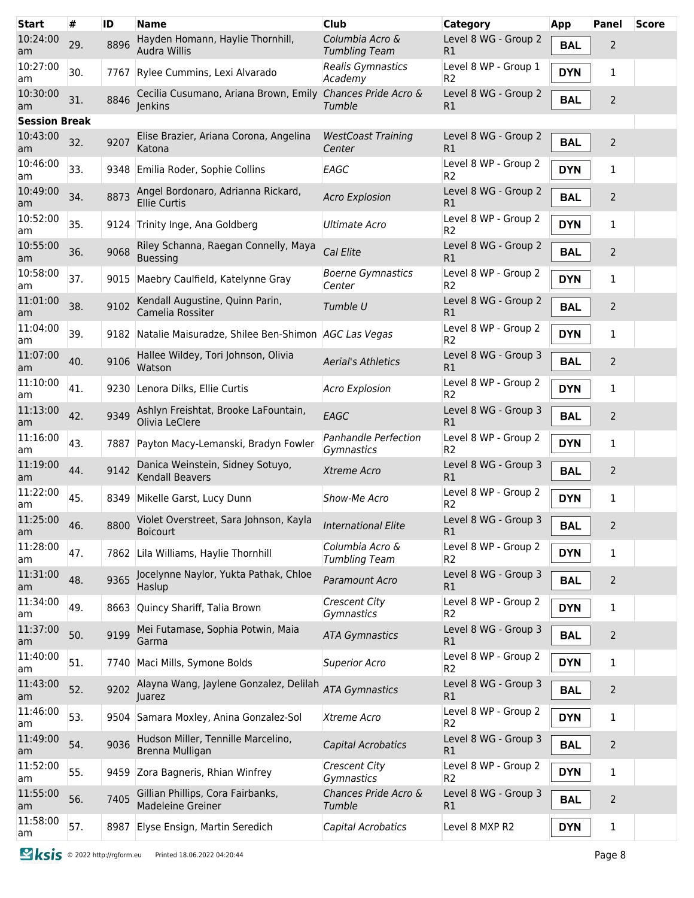| Start | # | ID | Name | Club | Category | App | Panel | Score |
|---|---|---|---|---|---|---|---|---|
| 10:24:00 am | 29. | 8896 | Hayden Homann, Haylie Thornhill, Audra Willis | *Columbia Acro & Tumbling Team* | Level 8 WG - Group 2 R1 | **BAL** | 2 | |
| 10:27:00 am | 30. | 7767 | Rylee Cummins, Lexi Alvarado | *Realis Gymnastics Academy* | Level 8 WP - Group 1 R2 | **DYN** | 1 | |
| 10:30:00 am | 31. | 8846 | Cecilia Cusumano, Ariana Brown, Emily Jenkins | *Chances Pride Acro & Tumble* | Level 8 WG - Group 2 R1 | **BAL** | 2 | |
| **Session Break** | | | | | | | | |
| 10:43:00 am | 32. | 9207 | Elise Brazier, Ariana Corona, Angelina Katona | *WestCoast Training Center* | Level 8 WG - Group 2 R1 | **BAL** | 2 | |
| 10:46:00 am | 33. | 9348 | Emilia Roder, Sophie Collins | *EAGC* | Level 8 WP - Group 2 R2 | **DYN** | 1 | |
| 10:49:00 am | 34. | 8873 | Angel Bordonaro, Adrianna Rickard, Ellie Curtis | *Acro Explosion* | Level 8 WG - Group 2 R1 | **BAL** | 2 | |
| 10:52:00 am | 35. | 9124 | Trinity Inge, Ana Goldberg | *Ultimate Acro* | Level 8 WP - Group 2 R2 | **DYN** | 1 | |
| 10:55:00 am | 36. | 9068 | Riley Schanna, Raegan Connelly, Maya Buessing | *Cal Elite* | Level 8 WG - Group 2 R1 | **BAL** | 2 | |
| 10:58:00 am | 37. | 9015 | Maebry Caulfield, Katelynne Gray | *Boerne Gymnastics Center* | Level 8 WP - Group 2 R2 | **DYN** | 1 | |
| 11:01:00 am | 38. | 9102 | Kendall Augustine, Quinn Parin, Camelia Rossiter | *Tumble U* | Level 8 WG - Group 2 R1 | **BAL** | 2 | |
| 11:04:00 am | 39. | 9182 | Natalie Maisuradze, Shilee Ben-Shimon | *AGC Las Vegas* | Level 8 WP - Group 2 R2 | **DYN** | 1 | |
| 11:07:00 am | 40. | 9106 | Hallee Wildey, Tori Johnson, Olivia Watson | *Aerial's Athletics* | Level 8 WG - Group 3 R1 | **BAL** | 2 | |
| 11:10:00 am | 41. | 9230 | Lenora Dilks, Ellie Curtis | *Acro Explosion* | Level 8 WP - Group 2 R2 | **DYN** | 1 | |
| 11:13:00 am | 42. | 9349 | Ashlyn Freishtat, Brooke LaFountain, Olivia LeClere | *EAGC* | Level 8 WG - Group 3 R1 | **BAL** | 2 | |
| 11:16:00 am | 43. | 7887 | Payton Macy-Lemanski, Bradyn Fowler | *Panhandle Perfection Gymnastics* | Level 8 WP - Group 2 R2 | **DYN** | 1 | |
| 11:19:00 am | 44. | 9142 | Danica Weinstein, Sidney Sotuyo, Kendall Beavers | *Xtreme Acro* | Level 8 WG - Group 3 R1 | **BAL** | 2 | |
| 11:22:00 am | 45. | 8349 | Mikelle Garst, Lucy Dunn | *Show-Me Acro* | Level 8 WP - Group 2 R2 | **DYN** | 1 | |
| 11:25:00 am | 46. | 8800 | Violet Overstreet, Sara Johnson, Kayla Boicourt | *International Elite* | Level 8 WG - Group 3 R1 | **BAL** | 2 | |
| 11:28:00 am | 47. | 7862 | Lila Williams, Haylie Thornhill | *Columbia Acro & Tumbling Team* | Level 8 WP - Group 2 R2 | **DYN** | 1 | |
| 11:31:00 am | 48. | 9365 | Jocelynne Naylor, Yukta Pathak, Chloe Haslup | *Paramount Acro* | Level 8 WG - Group 3 R1 | **BAL** | 2 | |
| 11:34:00 am | 49. | 8663 | Quincy Shariff, Talia Brown | *Crescent City Gymnastics* | Level 8 WP - Group 2 R2 | **DYN** | 1 | |
| 11:37:00 am | 50. | 9199 | Mei Futamase, Sophia Potwin, Maia Garma | *ATA Gymnastics* | Level 8 WG - Group 3 R1 | **BAL** | 2 | |
| 11:40:00 am | 51. | 7740 | Maci Mills, Symone Bolds | *Superior Acro* | Level 8 WP - Group 2 R2 | **DYN** | 1 | |
| 11:43:00 am | 52. | 9202 | Alayna Wang, Jaylene Gonzalez, Delilah Juarez | *ATA Gymnastics* | Level 8 WG - Group 3 R1 | **BAL** | 2 | |
| 11:46:00 am | 53. | 9504 | Samara Moxley, Anina Gonzalez-Sol | *Xtreme Acro* | Level 8 WP - Group 2 R2 | **DYN** | 1 | |
| 11:49:00 am | 54. | 9036 | Hudson Miller, Tennille Marcelino, Brenna Mulligan | *Capital Acrobatics* | Level 8 WG - Group 3 R1 | **BAL** | 2 | |
| 11:52:00 am | 55. | 9459 | Zora Bagneris, Rhian Winfrey | *Crescent City Gymnastics* | Level 8 WP - Group 2 R2 | **DYN** | 1 | |
| 11:55:00 am | 56. | 7405 | Gillian Phillips, Cora Fairbanks, Madeleine Greiner | *Chances Pride Acro & Tumble* | Level 8 WG - Group 3 R1 | **BAL** | 2 | |
| 11:58:00 am | 57. | 8987 | Elyse Ensign, Martin Seredich | *Capital Acrobatics* | Level 8 MXP R2 | **DYN** | 1 | |

ksis © 2022 http://rgform.eu Printed 18.06.2022 04:20:44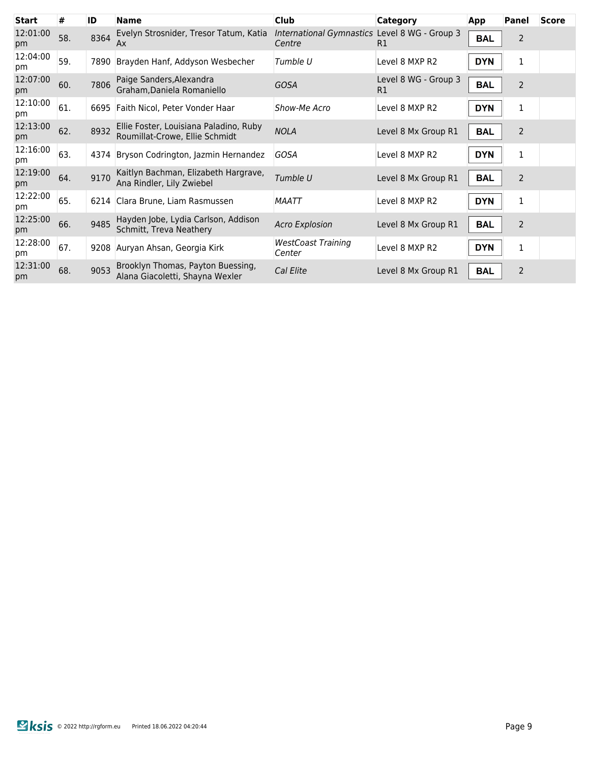| Start | # | ID | Name | Club | Category | App | Panel | Score |
|---|---|---|---|---|---|---|---|---|
| 12:01:00 pm | 58. | 8364 | Evelyn Strosnider, Tresor Tatum, Katia Ax | *International Gymnastics Centre* | Level 8 WG - Group 3 R1 | **BAL** | 2 | |
| 12:04:00 pm | 59. | 7890 | Brayden Hanf, Addyson Wesbecher | *Tumble U* | Level 8 MXP R2 | **DYN** | 1 | |
| 12:07:00 pm | 60. | 7806 | Paige Sanders,Alexandra Graham,Daniela Romaniello | *GOSA* | Level 8 WG - Group 3 R1 | **BAL** | 2 | |
| 12:10:00 pm | 61. | 6695 | Faith Nicol, Peter Vonder Haar | *Show-Me Acro* | Level 8 MXP R2 | **DYN** | 1 | |
| 12:13:00 pm | 62. | 8932 | Ellie Foster, Louisiana Paladino, Ruby Roumillat-Crowe, Ellie Schmidt | *NOLA* | Level 8 Mx Group R1 | **BAL** | 2 | |
| 12:16:00 pm | 63. | 4374 | Bryson Codrington, Jazmin Hernandez | *GOSA* | Level 8 MXP R2 | **DYN** | 1 | |
| 12:19:00 pm | 64. | 9170 | Kaitlyn Bachman, Elizabeth Hargrave, Ana Rindler, Lily Zwiebel | *Tumble U* | Level 8 Mx Group R1 | **BAL** | 2 | |
| 12:22:00 pm | 65. | 6214 | Clara Brune, Liam Rasmussen | *MAATT* | Level 8 MXP R2 | **DYN** | 1 | |
| 12:25:00 pm | 66. | 9485 | Hayden Jobe, Lydia Carlson, Addison Schmitt, Treva Neathery | *Acro Explosion* | Level 8 Mx Group R1 | **BAL** | 2 | |
| 12:28:00 pm | 67. | 9208 | Auryan Ahsan, Georgia Kirk | *WestCoast Training Center* | Level 8 MXP R2 | **DYN** | 1 | |
| 12:31:00 pm | 68. | 9053 | Brooklyn Thomas, Payton Buessing, Alana Giacoletti, Shayna Wexler | *Cal Elite* | Level 8 Mx Group R1 | **BAL** | 2 | |

ksis © 2022 http://rgform.eu Printed 18.06.2022 04:20:44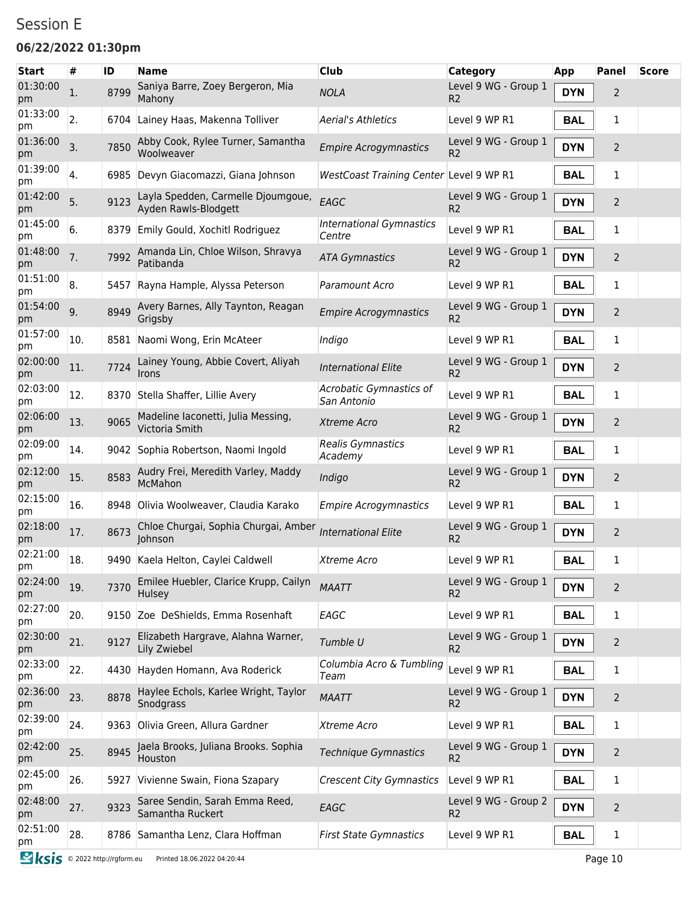# Session E

### 06/22/2022 01:30pm

| Start | # | ID | Name | Club | Category | App | Panel | Score |
|---|---|---|---|---|---|---|---|---|
| 01:30:00 pm | 1. | 8799 | Saniya Barre, Zoey Bergeron, Mia Mahony | *NOLA* | Level 9 WG - Group 1 R2 | **DYN** | 2 | |
| 01:33:00 pm | 2. | 6704 | Lainey Haas, Makenna Tolliver | *Aerial's Athletics* | Level 9 WP R1 | **BAL** | 1 | |
| 01:36:00 pm | 3. | 7850 | Abby Cook, Rylee Turner, Samantha Woolweaver | *Empire Acrogymnastics* | Level 9 WG - Group 1 R2 | **DYN** | 2 | |
| 01:39:00 pm | 4. | 6985 | Devyn Giacomazzi, Giana Johnson | *WestCoast Training Center* | Level 9 WP R1 | **BAL** | 1 | |
| 01:42:00 pm | 5. | 9123 | Layla Spedden, Carmelle Djoumgoue, Ayden Rawls-Blodgett | *EAGC* | Level 9 WG - Group 1 R2 | **DYN** | 2 | |
| 01:45:00 pm | 6. | 8379 | Emily Gould, Xochitl Rodriguez | *International Gymnastics Centre* | Level 9 WP R1 | **BAL** | 1 | |
| 01:48:00 pm | 7. | 7992 | Amanda Lin, Chloe Wilson, Shravya Patibanda | *ATA Gymnastics* | Level 9 WG - Group 1 R2 | **DYN** | 2 | |
| 01:51:00 pm | 8. | 5457 | Rayna Hample, Alyssa Peterson | *Paramount Acro* | Level 9 WP R1 | **BAL** | 1 | |
| 01:54:00 pm | 9. | 8949 | Avery Barnes, Ally Taynton, Reagan Grigsby | *Empire Acrogymnastics* | Level 9 WG - Group 1 R2 | **DYN** | 2 | |
| 01:57:00 pm | 10. | 8581 | Naomi Wong, Erin McAteer | *Indigo* | Level 9 WP R1 | **BAL** | 1 | |
| 02:00:00 pm | 11. | 7724 | Lainey Young, Abbie Covert, Aliyah Irons | *International Elite* | Level 9 WG - Group 1 R2 | **DYN** | 2 | |
| 02:03:00 pm | 12. | 8370 | Stella Shaffer, Lillie Avery | *Acrobatic Gymnastics of San Antonio* | Level 9 WP R1 | **BAL** | 1 | |
| 02:06:00 pm | 13. | 9065 | Madeline Iaconetti, Julia Messing, Victoria Smith | *Xtreme Acro* | Level 9 WG - Group 1 R2 | **DYN** | 2 | |
| 02:09:00 pm | 14. | 9042 | Sophia Robertson, Naomi Ingold | *Realis Gymnastics Academy* | Level 9 WP R1 | **BAL** | 1 | |
| 02:12:00 pm | 15. | 8583 | Audry Frei, Meredith Varley, Maddy McMahon | *Indigo* | Level 9 WG - Group 1 R2 | **DYN** | 2 | |
| 02:15:00 pm | 16. | 8948 | Olivia Woolweaver, Claudia Karako | *Empire Acrogymnastics* | Level 9 WP R1 | **BAL** | 1 | |
| 02:18:00 pm | 17. | 8673 | Chloe Churgai, Sophia Churgai, Amber Johnson | *International Elite* | Level 9 WG - Group 1 R2 | **DYN** | 2 | |
| 02:21:00 pm | 18. | 9490 | Kaela Helton, Caylei Caldwell | *Xtreme Acro* | Level 9 WP R1 | **BAL** | 1 | |
| 02:24:00 pm | 19. | 7370 | Emilee Huebler, Clarice Krupp, Cailyn Hulsey | *MAATT* | Level 9 WG - Group 1 R2 | **DYN** | 2 | |
| 02:27:00 pm | 20. | 9150 | Zoe DeShields, Emma Rosenhaft | *EAGC* | Level 9 WP R1 | **BAL** | 1 | |
| 02:30:00 pm | 21. | 9127 | Elizabeth Hargrave, Alahna Warner, Lily Zwiebel | *Tumble U* | Level 9 WG - Group 1 R2 | **DYN** | 2 | |
| 02:33:00 pm | 22. | 4430 | Hayden Homann, Ava Roderick | *Columbia Acro & Tumbling Team* | Level 9 WP R1 | **BAL** | 1 | |
| 02:36:00 pm | 23. | 8878 | Haylee Echols, Karlee Wright, Taylor Snodgrass | *MAATT* | Level 9 WG - Group 1 R2 | **DYN** | 2 | |
| 02:39:00 pm | 24. | 9363 | Olivia Green, Allura Gardner | *Xtreme Acro* | Level 9 WP R1 | **BAL** | 1 | |
| 02:42:00 pm | 25. | 8945 | Jaela Brooks, Juliana Brooks. Sophia Houston | *Technique Gymnastics* | Level 9 WG - Group 1 R2 | **DYN** | 2 | |
| 02:45:00 pm | 26. | 5927 | Vivienne Swain, Fiona Szapary | *Crescent City Gymnastics* | Level 9 WP R1 | **BAL** | 1 | |
| 02:48:00 pm | 27. | 9323 | Saree Sendin, Sarah Emma Reed, Samantha Ruckert | *EAGC* | Level 9 WG - Group 2 R2 | **DYN** | 2 | |
| 02:51:00 pm | 28. | 8786 | Samantha Lenz, Clara Hoffman | *First State Gymnastics* | Level 9 WP R1 | **BAL** | 1 | |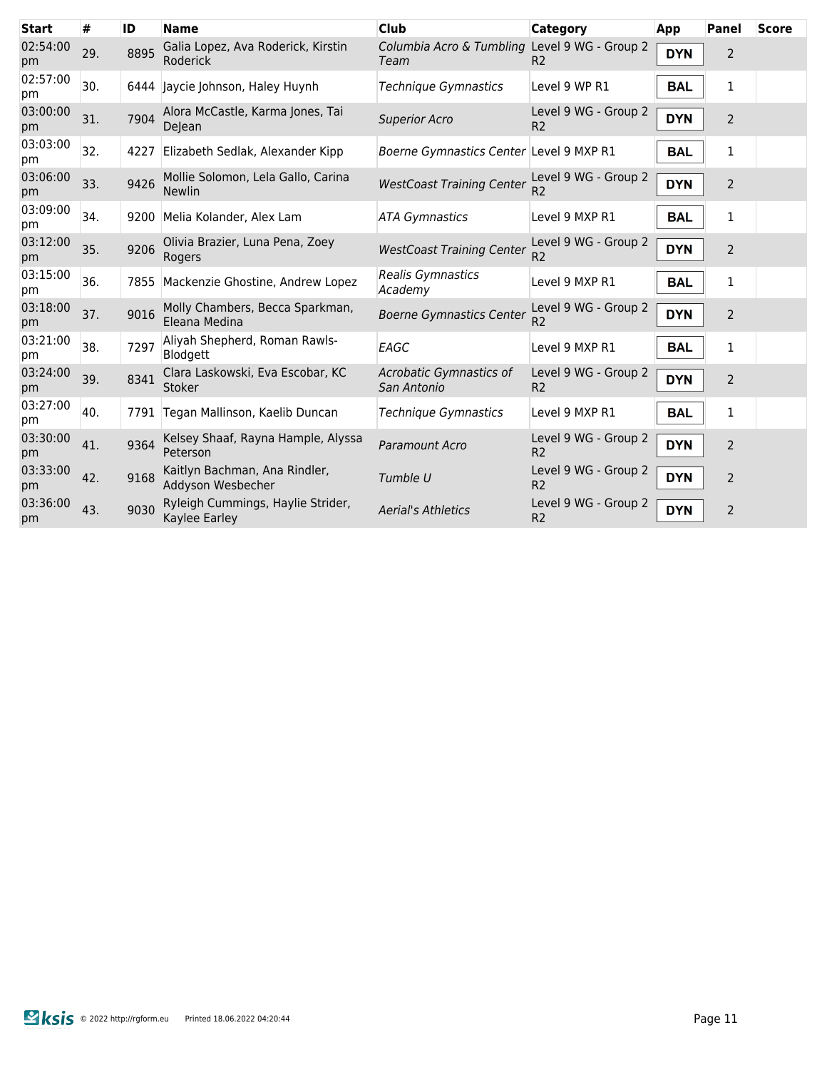| Start | # | ID | Name | Club | Category | App | Panel | Score |
|---|---|---|---|---|---|---|---|---|
| 02:54:00 pm | 29. | 8895 | Galia Lopez, Ava Roderick, Kirstin Roderick | *Columbia Acro & Tumbling Team* | Level 9 WG - Group 2 R2 | **DYN** | 2 | |
| 02:57:00 pm | 30. | 6444 | Jaycie Johnson, Haley Huynh | *Technique Gymnastics* | Level 9 WP R1 | **BAL** | 1 | |
| 03:00:00 pm | 31. | 7904 | Alora McCastle, Karma Jones, Tai DeJean | *Superior Acro* | Level 9 WG - Group 2 R2 | **DYN** | 2 | |
| 03:03:00 pm | 32. | 4227 | Elizabeth Sedlak, Alexander Kipp | *Boerne Gymnastics Center* | Level 9 MXP R1 | **BAL** | 1 | |
| 03:06:00 pm | 33. | 9426 | Mollie Solomon, Lela Gallo, Carina Newlin | *WestCoast Training Center* | Level 9 WG - Group 2 R2 | **DYN** | 2 | |
| 03:09:00 pm | 34. | 9200 | Melia Kolander, Alex Lam | *ATA Gymnastics* | Level 9 MXP R1 | **BAL** | 1 | |
| 03:12:00 pm | 35. | 9206 | Olivia Brazier, Luna Pena, Zoey Rogers | *WestCoast Training Center* | Level 9 WG - Group 2 R2 | **DYN** | 2 | |
| 03:15:00 pm | 36. | 7855 | Mackenzie Ghostine, Andrew Lopez | *Realis Gymnastics Academy* | Level 9 MXP R1 | **BAL** | 1 | |
| 03:18:00 pm | 37. | 9016 | Molly Chambers, Becca Sparkman, Eleana Medina | *Boerne Gymnastics Center* | Level 9 WG - Group 2 R2 | **DYN** | 2 | |
| 03:21:00 pm | 38. | 7297 | Aliyah Shepherd, Roman Rawls-Blodgett | *EAGC* | Level 9 MXP R1 | **BAL** | 1 | |
| 03:24:00 pm | 39. | 8341 | Clara Laskowski, Eva Escobar, KC Stoker | *Acrobatic Gymnastics of San Antonio* | Level 9 WG - Group 2 R2 | **DYN** | 2 | |
| 03:27:00 pm | 40. | 7791 | Tegan Mallinson, Kaelib Duncan | *Technique Gymnastics* | Level 9 MXP R1 | **BAL** | 1 | |
| 03:30:00 pm | 41. | 9364 | Kelsey Shaaf, Rayna Hample, Alyssa Peterson | *Paramount Acro* | Level 9 WG - Group 2 R2 | **DYN** | 2 | |
| 03:33:00 pm | 42. | 9168 | Kaitlyn Bachman, Ana Rindler, Addyson Wesbecher | *Tumble U* | Level 9 WG - Group 2 R2 | **DYN** | 2 | |
| 03:36:00 pm | 43. | 9030 | Ryleigh Cummings, Haylie Strider, Kaylee Earley | *Aerial's Athletics* | Level 9 WG - Group 2 R2 | **DYN** | 2 | |

ksis © 2022 http://rgform.eu Printed 18.06.2022 04:20:44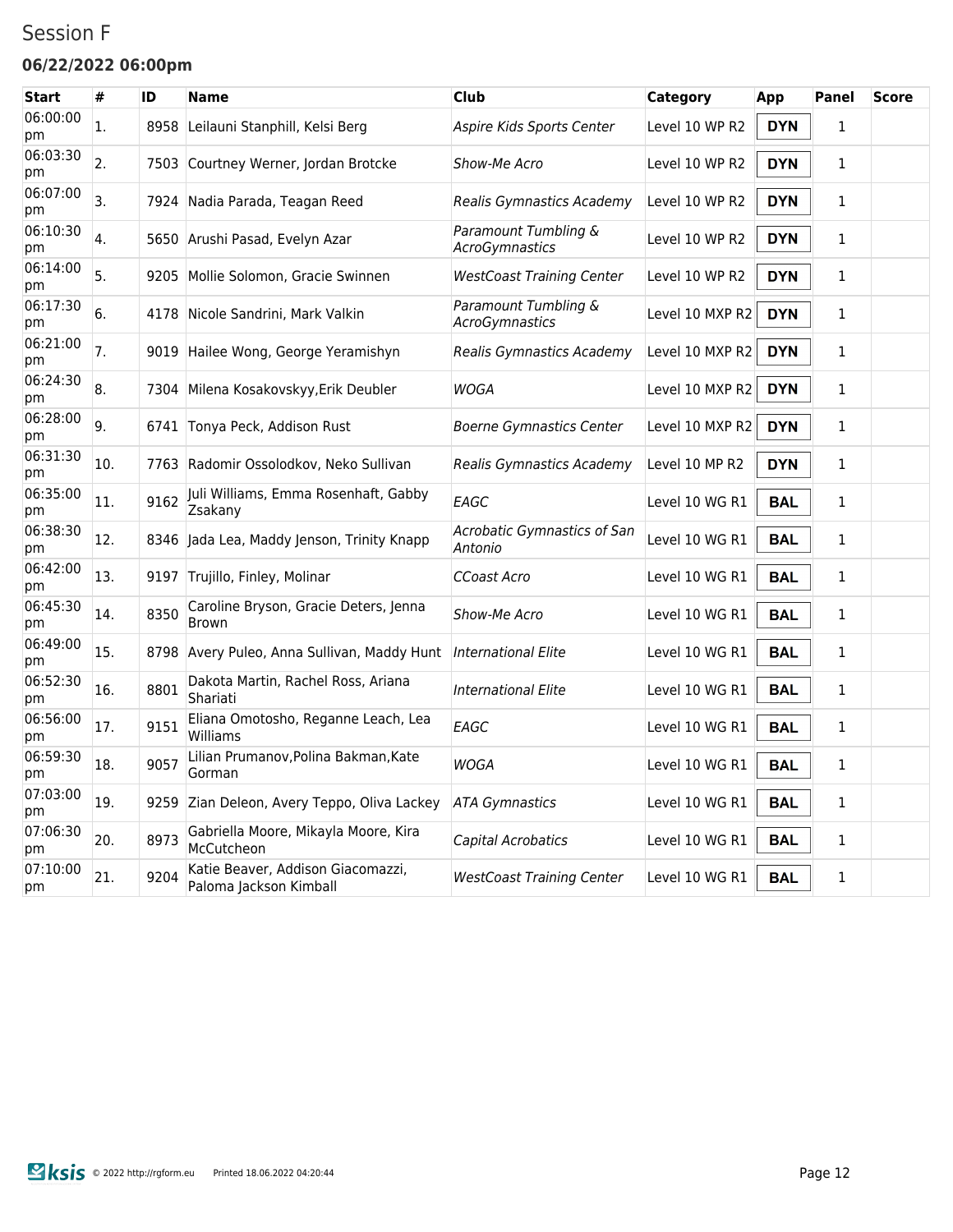# Session F

### 06/22/2022 06:00pm

| Start | # | ID | Name | Club | Category | App | Panel | Score |
|---|---|---|---|---|---|---|---|---|
| 06:00:00 pm | 1. | 8958 | Leilauni Stanphill, Kelsi Berg | *Aspire Kids Sports Center* | Level 10 WP R2 | **DYN** | 1 | |
| 06:03:30 pm | 2. | 7503 | Courtney Werner, Jordan Brotcke | *Show-Me Acro* | Level 10 WP R2 | **DYN** | 1 | |
| 06:07:00 pm | 3. | 7924 | Nadia Parada, Teagan Reed | *Realis Gymnastics Academy* | Level 10 WP R2 | **DYN** | 1 | |
| 06:10:30 pm | 4. | 5650 | Arushi Pasad, Evelyn Azar | *Paramount Tumbling & AcroGymnastics* | Level 10 WP R2 | **DYN** | 1 | |
| 06:14:00 pm | 5. | 9205 | Mollie Solomon, Gracie Swinnen | *WestCoast Training Center* | Level 10 WP R2 | **DYN** | 1 | |
| 06:17:30 pm | 6. | 4178 | Nicole Sandrini, Mark Valkin | *Paramount Tumbling & AcroGymnastics* | Level 10 MXP R2 | **DYN** | 1 | |
| 06:21:00 pm | 7. | 9019 | Hailee Wong, George Yeramishyn | *Realis Gymnastics Academy* | Level 10 MXP R2 | **DYN** | 1 | |
| 06:24:30 pm | 8. | 7304 | Milena Kosakovskyy,Erik Deubler | *WOGA* | Level 10 MXP R2 | **DYN** | 1 | |
| 06:28:00 pm | 9. | 6741 | Tonya Peck, Addison Rust | *Boerne Gymnastics Center* | Level 10 MXP R2 | **DYN** | 1 | |
| 06:31:30 pm | 10. | 7763 | Radomir Ossolodkov, Neko Sullivan | *Realis Gymnastics Academy* | Level 10 MP R2 | **DYN** | 1 | |
| 06:35:00 pm | 11. | 9162 | Juli Williams, Emma Rosenhaft, Gabby Zsakany | *EAGC* | Level 10 WG R1 | **BAL** | 1 | |
| 06:38:30 pm | 12. | 8346 | Jada Lea, Maddy Jenson, Trinity Knapp | *Acrobatic Gymnastics of San Antonio* | Level 10 WG R1 | **BAL** | 1 | |
| 06:42:00 pm | 13. | 9197 | Trujillo, Finley, Molinar | *CCoast Acro* | Level 10 WG R1 | **BAL** | 1 | |
| 06:45:30 pm | 14. | 8350 | Caroline Bryson, Gracie Deters, Jenna Brown | *Show-Me Acro* | Level 10 WG R1 | **BAL** | 1 | |
| 06:49:00 pm | 15. | 8798 | Avery Puleo, Anna Sullivan, Maddy Hunt | *International Elite* | Level 10 WG R1 | **BAL** | 1 | |
| 06:52:30 pm | 16. | 8801 | Dakota Martin, Rachel Ross, Ariana Shariati | *International Elite* | Level 10 WG R1 | **BAL** | 1 | |
| 06:56:00 pm | 17. | 9151 | Eliana Omotosho, Reganne Leach, Lea Williams | *EAGC* | Level 10 WG R1 | **BAL** | 1 | |
| 06:59:30 pm | 18. | 9057 | Lilian Prumanov,Polina Bakman,Kate Gorman | *WOGA* | Level 10 WG R1 | **BAL** | 1 | |
| 07:03:00 pm | 19. | 9259 | Zian Deleon, Avery Teppo, Oliva Lackey | *ATA Gymnastics* | Level 10 WG R1 | **BAL** | 1 | |
| 07:06:30 pm | 20. | 8973 | Gabriella Moore, Mikayla Moore, Kira McCutcheon | *Capital Acrobatics* | Level 10 WG R1 | **BAL** | 1 | |
| 07:10:00 pm | 21. | 9204 | Katie Beaver, Addison Giacomazzi, Paloma Jackson Kimball | *WestCoast Training Center* | Level 10 WG R1 | **BAL** | 1 | |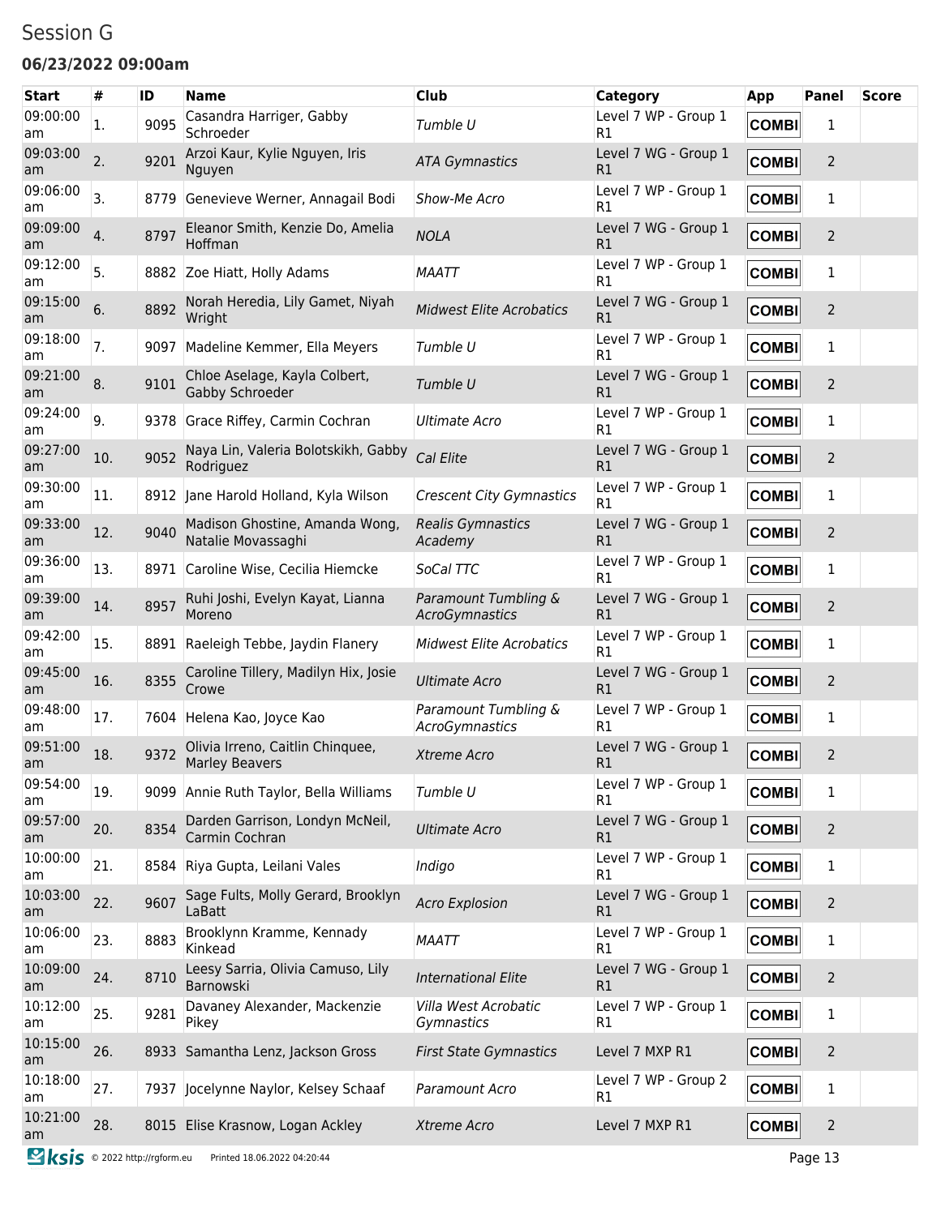# Session G

### 06/23/2022 09:00am

| Start | # | ID | Name | Club | Category | App | Panel | Score |
|---|---|---|---|---|---|---|---|---|
| 09:00:00 am | 1. | 9095 | Casandra Harriger, Gabby Schroeder | *Tumble U* | Level 7 WP - Group 1 R1 | COMBI | 1 | |
| 09:03:00 am | 2. | 9201 | Arzoi Kaur, Kylie Nguyen, Iris Nguyen | *ATA Gymnastics* | Level 7 WG - Group 1 R1 | COMBI | 2 | |
| 09:06:00 am | 3. | 8779 | Genevieve Werner, Annagail Bodi | *Show-Me Acro* | Level 7 WP - Group 1 R1 | COMBI | 1 | |
| 09:09:00 am | 4. | 8797 | Eleanor Smith, Kenzie Do, Amelia Hoffman | *NOLA* | Level 7 WG - Group 1 R1 | COMBI | 2 | |
| 09:12:00 am | 5. | 8882 | Zoe Hiatt, Holly Adams | *MAATT* | Level 7 WP - Group 1 R1 | COMBI | 1 | |
| 09:15:00 am | 6. | 8892 | Norah Heredia, Lily Gamet, Niyah Wright | *Midwest Elite Acrobatics* | Level 7 WG - Group 1 R1 | COMBI | 2 | |
| 09:18:00 am | 7. | 9097 | Madeline Kemmer, Ella Meyers | *Tumble U* | Level 7 WP - Group 1 R1 | COMBI | 1 | |
| 09:21:00 am | 8. | 9101 | Chloe Aselage, Kayla Colbert, Gabby Schroeder | *Tumble U* | Level 7 WG - Group 1 R1 | COMBI | 2 | |
| 09:24:00 am | 9. | 9378 | Grace Riffey, Carmin Cochran | *Ultimate Acro* | Level 7 WP - Group 1 R1 | COMBI | 1 | |
| 09:27:00 am | 10. | 9052 | Naya Lin, Valeria Bolotskikh, Gabby Rodriguez | *Cal Elite* | Level 7 WG - Group 1 R1 | COMBI | 2 | |
| 09:30:00 am | 11. | 8912 | Jane Harold Holland, Kyla Wilson | *Crescent City Gymnastics* | Level 7 WP - Group 1 R1 | COMBI | 1 | |
| 09:33:00 am | 12. | 9040 | Madison Ghostine, Amanda Wong, Natalie Movassaghi | *Realis Gymnastics Academy* | Level 7 WG - Group 1 R1 | COMBI | 2 | |
| 09:36:00 am | 13. | 8971 | Caroline Wise, Cecilia Hiemcke | *SoCal TTC* | Level 7 WP - Group 1 R1 | COMBI | 1 | |
| 09:39:00 am | 14. | 8957 | Ruhi Joshi, Evelyn Kayat, Lianna Moreno | *Paramount Tumbling & AcroGymnastics* | Level 7 WG - Group 1 R1 | COMBI | 2 | |
| 09:42:00 am | 15. | 8891 | Raeleigh Tebbe, Jaydin Flanery | *Midwest Elite Acrobatics* | Level 7 WP - Group 1 R1 | COMBI | 1 | |
| 09:45:00 am | 16. | 8355 | Caroline Tillery, Madilyn Hix, Josie Crowe | *Ultimate Acro* | Level 7 WG - Group 1 R1 | COMBI | 2 | |
| 09:48:00 am | 17. | 7604 | Helena Kao, Joyce Kao | *Paramount Tumbling & AcroGymnastics* | Level 7 WP - Group 1 R1 | COMBI | 1 | |
| 09:51:00 am | 18. | 9372 | Olivia Irreno, Caitlin Chinquee, Marley Beavers | *Xtreme Acro* | Level 7 WG - Group 1 R1 | COMBI | 2 | |
| 09:54:00 am | 19. | 9099 | Annie Ruth Taylor, Bella Williams | *Tumble U* | Level 7 WP - Group 1 R1 | COMBI | 1 | |
| 09:57:00 am | 20. | 8354 | Darden Garrison, Londyn McNeil, Carmin Cochran | *Ultimate Acro* | Level 7 WG - Group 1 R1 | COMBI | 2 | |
| 10:00:00 am | 21. | 8584 | Riya Gupta, Leilani Vales | *Indigo* | Level 7 WP - Group 1 R1 | COMBI | 1 | |
| 10:03:00 am | 22. | 9607 | Sage Fults, Molly Gerard, Brooklyn LaBatt | *Acro Explosion* | Level 7 WG - Group 1 R1 | COMBI | 2 | |
| 10:06:00 am | 23. | 8883 | Brooklynn Kramme, Kennady Kinkead | *MAATT* | Level 7 WP - Group 1 R1 | COMBI | 1 | |
| 10:09:00 am | 24. | 8710 | Leesy Sarria, Olivia Camuso, Lily Barnowski | *International Elite* | Level 7 WG - Group 1 R1 | COMBI | 2 | |
| 10:12:00 am | 25. | 9281 | Davaney Alexander, Mackenzie Pikey | *Villa West Acrobatic Gymnastics* | Level 7 WP - Group 1 R1 | COMBI | 1 | |
| 10:15:00 am | 26. | 8933 | Samantha Lenz, Jackson Gross | *First State Gymnastics* | Level 7 MXP R1 | COMBI | 2 | |
| 10:18:00 am | 27. | 7937 | Jocelynne Naylor, Kelsey Schaaf | *Paramount Acro* | Level 7 WP - Group 2 R1 | COMBI | 1 | |
| 10:21:00 am | 28. | 8015 | Elise Krasnow, Logan Ackley | *Xtreme Acro* | Level 7 MXP R1 | COMBI | 2 | |

ksis © 2022 http://rgform.eu Printed 18.06.2022 04:20:44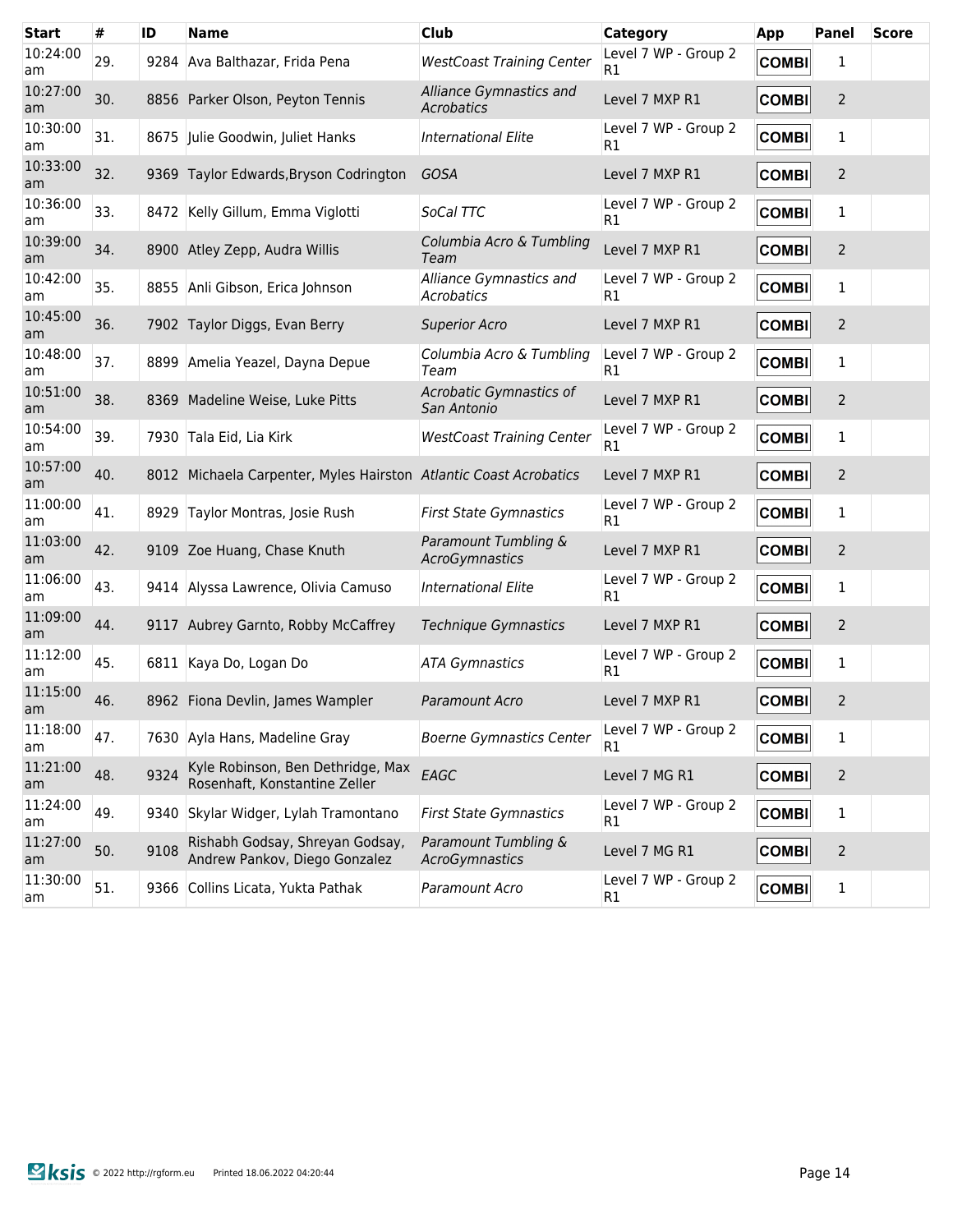| Start | # | ID | Name | Club | Category | App | Panel | Score |
|---|---|---|---|---|---|---|---|---|
| 10:24:00 am | 29. | 9284 | Ava Balthazar, Frida Pena | *WestCoast Training Center* | Level 7 WP - Group 2 R1 | COMBI | 1 | |
| 10:27:00 am | 30. | 8856 | Parker Olson, Peyton Tennis | *Alliance Gymnastics and Acrobatics* | Level 7 MXP R1 | COMBI | 2 | |
| 10:30:00 am | 31. | 8675 | Julie Goodwin, Juliet Hanks | *International Elite* | Level 7 WP - Group 2 R1 | COMBI | 1 | |
| 10:33:00 am | 32. | 9369 | Taylor Edwards,Bryson Codrington | *GOSA* | Level 7 MXP R1 | COMBI | 2 | |
| 10:36:00 am | 33. | 8472 | Kelly Gillum, Emma Viglotti | *SoCal TTC* | Level 7 WP - Group 2 R1 | COMBI | 1 | |
| 10:39:00 am | 34. | 8900 | Atley Zepp, Audra Willis | *Columbia Acro & Tumbling Team* | Level 7 MXP R1 | COMBI | 2 | |
| 10:42:00 am | 35. | 8855 | Anli Gibson, Erica Johnson | *Alliance Gymnastics and Acrobatics* | Level 7 WP - Group 2 R1 | COMBI | 1 | |
| 10:45:00 am | 36. | 7902 | Taylor Diggs, Evan Berry | *Superior Acro* | Level 7 MXP R1 | COMBI | 2 | |
| 10:48:00 am | 37. | 8899 | Amelia Yeazel, Dayna Depue | *Columbia Acro & Tumbling Team* | Level 7 WP - Group 2 R1 | COMBI | 1 | |
| 10:51:00 am | 38. | 8369 | Madeline Weise, Luke Pitts | *Acrobatic Gymnastics of San Antonio* | Level 7 MXP R1 | COMBI | 2 | |
| 10:54:00 am | 39. | 7930 | Tala Eid, Lia Kirk | *WestCoast Training Center* | Level 7 WP - Group 2 R1 | COMBI | 1 | |
| 10:57:00 am | 40. | 8012 | Michaela Carpenter, Myles Hairston | *Atlantic Coast Acrobatics* | Level 7 MXP R1 | COMBI | 2 | |
| 11:00:00 am | 41. | 8929 | Taylor Montras, Josie Rush | *First State Gymnastics* | Level 7 WP - Group 2 R1 | COMBI | 1 | |
| 11:03:00 am | 42. | 9109 | Zoe Huang, Chase Knuth | *Paramount Tumbling & AcroGymnastics* | Level 7 MXP R1 | COMBI | 2 | |
| 11:06:00 am | 43. | 9414 | Alyssa Lawrence, Olivia Camuso | *International Elite* | Level 7 WP - Group 2 R1 | COMBI | 1 | |
| 11:09:00 am | 44. | 9117 | Aubrey Garnto, Robby McCaffrey | *Technique Gymnastics* | Level 7 MXP R1 | COMBI | 2 | |
| 11:12:00 am | 45. | 6811 | Kaya Do, Logan Do | *ATA Gymnastics* | Level 7 WP - Group 2 R1 | COMBI | 1 | |
| 11:15:00 am | 46. | 8962 | Fiona Devlin, James Wampler | *Paramount Acro* | Level 7 MXP R1 | COMBI | 2 | |
| 11:18:00 am | 47. | 7630 | Ayla Hans, Madeline Gray | *Boerne Gymnastics Center* | Level 7 WP - Group 2 R1 | COMBI | 1 | |
| 11:21:00 am | 48. | 9324 | Kyle Robinson, Ben Dethridge, Max Rosenhaft, Konstantine Zeller | *EAGC* | Level 7 MG R1 | COMBI | 2 | |
| 11:24:00 am | 49. | 9340 | Skylar Widger, Lylah Tramontano | *First State Gymnastics* | Level 7 WP - Group 2 R1 | COMBI | 1 | |
| 11:27:00 am | 50. | 9108 | Rishabh Godsay, Shreyan Godsay, Andrew Pankov, Diego Gonzalez | *Paramount Tumbling & AcroGymnastics* | Level 7 MG R1 | COMBI | 2 | |
| 11:30:00 am | 51. | 9366 | Collins Licata, Yukta Pathak | *Paramount Acro* | Level 7 WP - Group 2 R1 | COMBI | 1 | |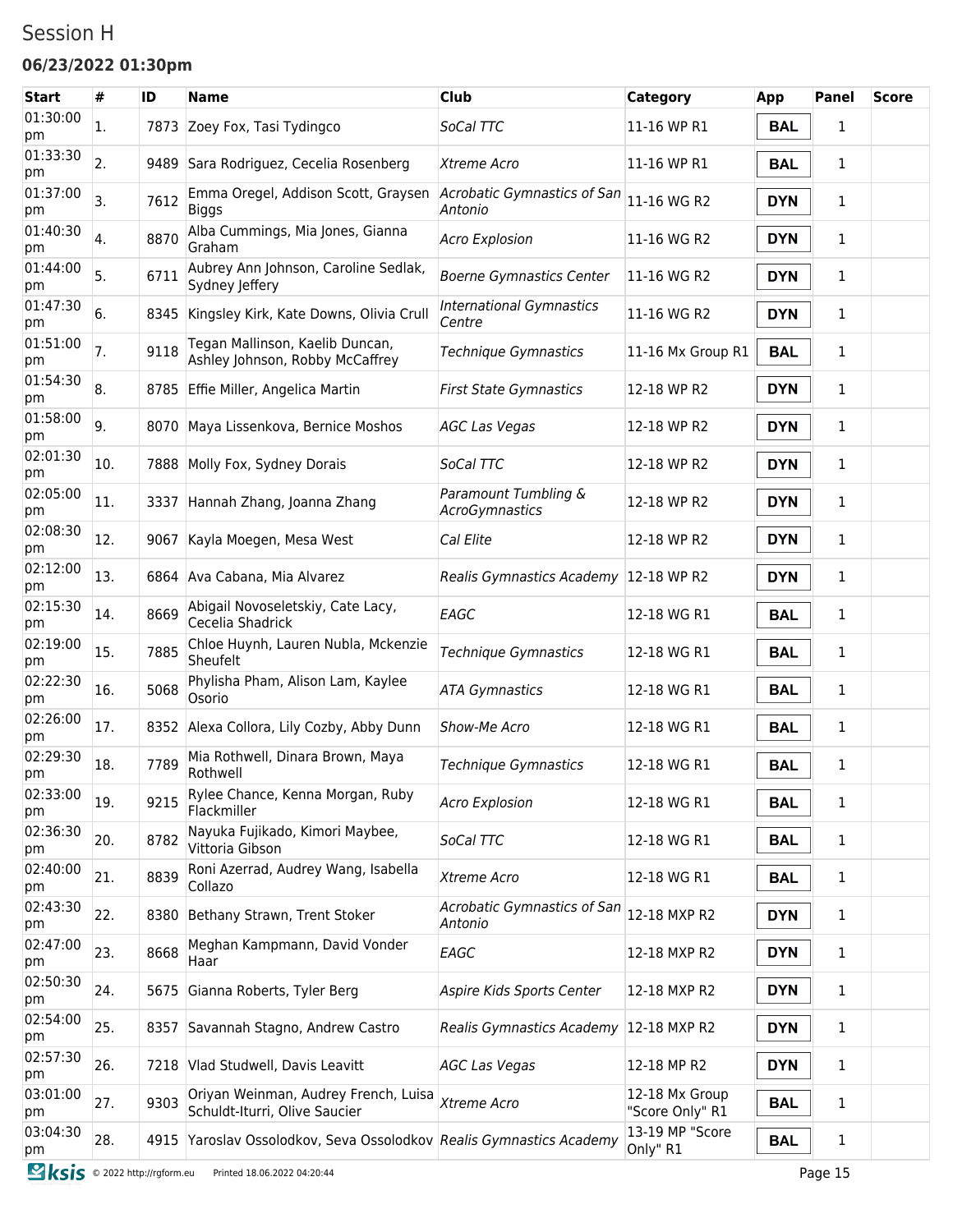Session H

**06/23/2022 01:30pm**

| Start | # | ID | Name | Club | Category | App | Panel | Score |
|---|---|---|---|---|---|---|---|---|
| 01:30:00 pm | 1. | 7873 | Zoey Fox, Tasi Tydingco | *SoCal TTC* | 11-16 WP R1 | **BAL** | 1 | |
| 01:33:30 pm | 2. | 9489 | Sara Rodriguez, Cecelia Rosenberg | *Xtreme Acro* | 11-16 WP R1 | **BAL** | 1 | |
| 01:37:00 pm | 3. | 7612 | Emma Oregel, Addison Scott, Graysen Biggs | *Acrobatic Gymnastics of San Antonio* | 11-16 WG R2 | **DYN** | 1 | |
| 01:40:30 pm | 4. | 8870 | Alba Cummings, Mia Jones, Gianna Graham | *Acro Explosion* | 11-16 WG R2 | **DYN** | 1 | |
| 01:44:00 pm | 5. | 6711 | Aubrey Ann Johnson, Caroline Sedlak, Sydney Jeffery | *Boerne Gymnastics Center* | 11-16 WG R2 | **DYN** | 1 | |
| 01:47:30 pm | 6. | 8345 | Kingsley Kirk, Kate Downs, Olivia Crull | *International Gymnastics Centre* | 11-16 WG R2 | **DYN** | 1 | |
| 01:51:00 pm | 7. | 9118 | Tegan Mallinson, Kaelib Duncan, Ashley Johnson, Robby McCaffrey | *Technique Gymnastics* | 11-16 Mx Group R1 | **BAL** | 1 | |
| 01:54:30 pm | 8. | 8785 | Effie Miller, Angelica Martin | *First State Gymnastics* | 12-18 WP R2 | **DYN** | 1 | |
| 01:58:00 pm | 9. | 8070 | Maya Lissenkova, Bernice Moshos | *AGC Las Vegas* | 12-18 WP R2 | **DYN** | 1 | |
| 02:01:30 pm | 10. | 7888 | Molly Fox, Sydney Dorais | *SoCal TTC* | 12-18 WP R2 | **DYN** | 1 | |
| 02:05:00 pm | 11. | 3337 | Hannah Zhang, Joanna Zhang | *Paramount Tumbling & AcroGymnastics* | 12-18 WP R2 | **DYN** | 1 | |
| 02:08:30 pm | 12. | 9067 | Kayla Moegen, Mesa West | *Cal Elite* | 12-18 WP R2 | **DYN** | 1 | |
| 02:12:00 pm | 13. | 6864 | Ava Cabana, Mia Alvarez | *Realis Gymnastics Academy* | 12-18 WP R2 | **DYN** | 1 | |
| 02:15:30 pm | 14. | 8669 | Abigail Novoseletskiy, Cate Lacy, Cecelia Shadrick | *EAGC* | 12-18 WG R1 | **BAL** | 1 | |
| 02:19:00 pm | 15. | 7885 | Chloe Huynh, Lauren Nubla, Mckenzie Sheufelt | *Technique Gymnastics* | 12-18 WG R1 | **BAL** | 1 | |
| 02:22:30 pm | 16. | 5068 | Phylisha Pham, Alison Lam, Kaylee Osorio | *ATA Gymnastics* | 12-18 WG R1 | **BAL** | 1 | |
| 02:26:00 pm | 17. | 8352 | Alexa Collora, Lily Cozby, Abby Dunn | *Show-Me Acro* | 12-18 WG R1 | **BAL** | 1 | |
| 02:29:30 pm | 18. | 7789 | Mia Rothwell, Dinara Brown, Maya Rothwell | *Technique Gymnastics* | 12-18 WG R1 | **BAL** | 1 | |
| 02:33:00 pm | 19. | 9215 | Rylee Chance, Kenna Morgan, Ruby Flackmiller | *Acro Explosion* | 12-18 WG R1 | **BAL** | 1 | |
| 02:36:30 pm | 20. | 8782 | Nayuka Fujikado, Kimori Maybee, Vittoria Gibson | *SoCal TTC* | 12-18 WG R1 | **BAL** | 1 | |
| 02:40:00 pm | 21. | 8839 | Roni Azerrad, Audrey Wang, Isabella Collazo | *Xtreme Acro* | 12-18 WG R1 | **BAL** | 1 | |
| 02:43:30 pm | 22. | 8380 | Bethany Strawn, Trent Stoker | *Acrobatic Gymnastics of San Antonio* | 12-18 MXP R2 | **DYN** | 1 | |
| 02:47:00 pm | 23. | 8668 | Meghan Kampmann, David Vonder Haar | *EAGC* | 12-18 MXP R2 | **DYN** | 1 | |
| 02:50:30 pm | 24. | 5675 | Gianna Roberts, Tyler Berg | *Aspire Kids Sports Center* | 12-18 MXP R2 | **DYN** | 1 | |
| 02:54:00 pm | 25. | 8357 | Savannah Stagno, Andrew Castro | *Realis Gymnastics Academy* | 12-18 MXP R2 | **DYN** | 1 | |
| 02:57:30 pm | 26. | 7218 | Vlad Studwell, Davis Leavitt | *AGC Las Vegas* | 12-18 MP R2 | **DYN** | 1 | |
| 03:01:00 pm | 27. | 9303 | Oriyan Weinman, Audrey French, Luisa Schuldt-Iturri, Olive Saucier | *Xtreme Acro* | 12-18 Mx Group "Score Only" R1 | **BAL** | 1 | |
| 03:04:30 pm | 28. | 4915 | Yaroslav Ossolodkov, Seva Ossolodkov | *Realis Gymnastics Academy* | 13-19 MP "Score Only" R1 | **BAL** | 1 | |

ksis © 2022 http://rgform.eu Printed 18.06.2022 04:20:44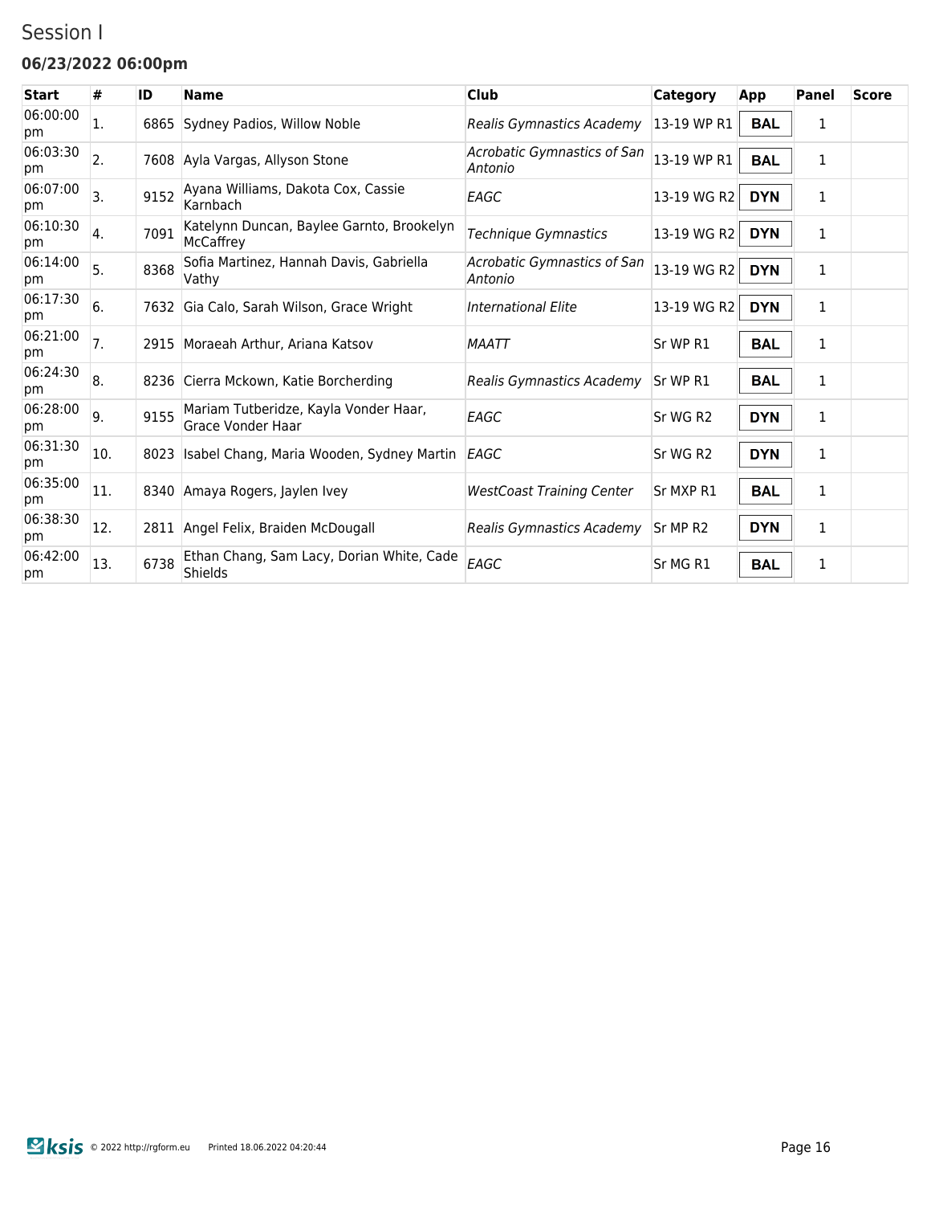## Session I

### 06/23/2022 06:00pm

| Start | # | ID | Name | Club | Category | App | Panel | Score |
|---|---|---|---|---|---|---|---|---|
| 06:00:00 pm | 1. | 6865 | Sydney Padios, Willow Noble | *Realis Gymnastics Academy* | 13-19 WP R1 | **BAL** | 1 | |
| 06:03:30 pm | 2. | 7608 | Ayla Vargas, Allyson Stone | *Acrobatic Gymnastics of San Antonio* | 13-19 WP R1 | **BAL** | 1 | |
| 06:07:00 pm | 3. | 9152 | Ayana Williams, Dakota Cox, Cassie Karnbach | *EAGC* | 13-19 WG R2 | **DYN** | 1 | |
| 06:10:30 pm | 4. | 7091 | Katelynn Duncan, Baylee Garnto, Brookelyn McCaffrey | *Technique Gymnastics* | 13-19 WG R2 | **DYN** | 1 | |
| 06:14:00 pm | 5. | 8368 | Sofia Martinez, Hannah Davis, Gabriella Vathy | *Acrobatic Gymnastics of San Antonio* | 13-19 WG R2 | **DYN** | 1 | |
| 06:17:30 pm | 6. | 7632 | Gia Calo, Sarah Wilson, Grace Wright | *International Elite* | 13-19 WG R2 | **DYN** | 1 | |
| 06:21:00 pm | 7. | 2915 | Moraeah Arthur, Ariana Katsov | *MAATT* | Sr WP R1 | **BAL** | 1 | |
| 06:24:30 pm | 8. | 8236 | Cierra Mckown, Katie Borcherding | *Realis Gymnastics Academy* | Sr WP R1 | **BAL** | 1 | |
| 06:28:00 pm | 9. | 9155 | Mariam Tutberidze, Kayla Vonder Haar, Grace Vonder Haar | *EAGC* | Sr WG R2 | **DYN** | 1 | |
| 06:31:30 pm | 10. | 8023 | Isabel Chang, Maria Wooden, Sydney Martin | *EAGC* | Sr WG R2 | **DYN** | 1 | |
| 06:35:00 pm | 11. | 8340 | Amaya Rogers, Jaylen Ivey | *WestCoast Training Center* | Sr MXP R1 | **BAL** | 1 | |
| 06:38:30 pm | 12. | 2811 | Angel Felix, Braiden McDougall | *Realis Gymnastics Academy* | Sr MP R2 | **DYN** | 1 | |
| 06:42:00 pm | 13. | 6738 | Ethan Chang, Sam Lacy, Dorian White, Cade Shields | *EAGC* | Sr MG R1 | **BAL** | 1 | |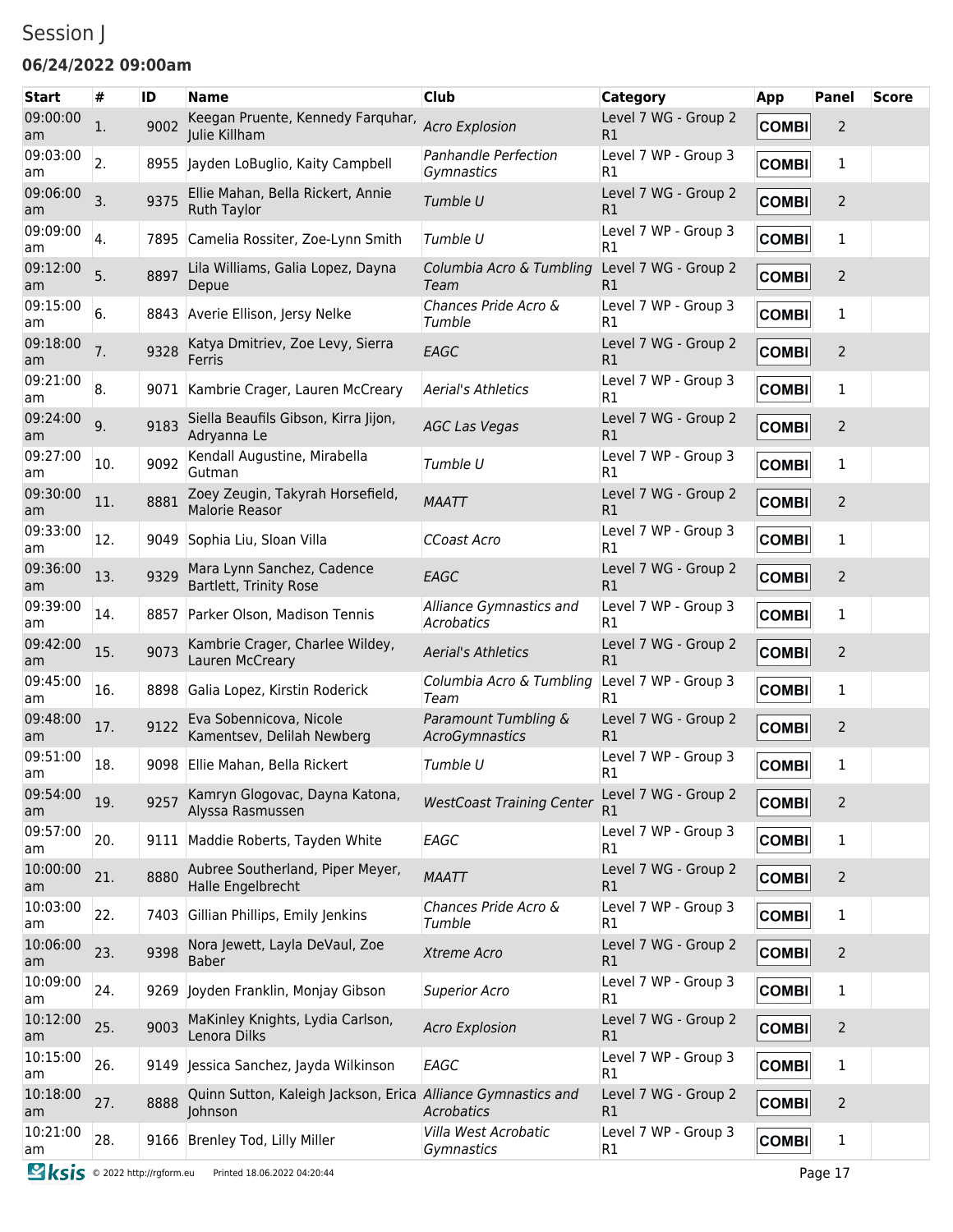# Session J

### 06/24/2022 09:00am

| Start | # | ID | Name | Club | Category | App | Panel | Score |
|---|---|---|---|---|---|---|---|---|
| 09:00:00 am | 1. | 9002 | Keegan Pruente, Kennedy Farquhar, Julie Killham | *Acro Explosion* | Level 7 WG - Group 2 R1 | COMBI | 2 | |
| 09:03:00 am | 2. | 8955 | Jayden LoBuglio, Kaity Campbell | *Panhandle Perfection Gymnastics* | Level 7 WP - Group 3 R1 | COMBI | 1 | |
| 09:06:00 am | 3. | 9375 | Ellie Mahan, Bella Rickert, Annie Ruth Taylor | *Tumble U* | Level 7 WG - Group 2 R1 | COMBI | 2 | |
| 09:09:00 am | 4. | 7895 | Camelia Rossiter, Zoe-Lynn Smith | *Tumble U* | Level 7 WP - Group 3 R1 | COMBI | 1 | |
| 09:12:00 am | 5. | 8897 | Lila Williams, Galia Lopez, Dayna Depue | *Columbia Acro & Tumbling Team* | Level 7 WG - Group 2 R1 | COMBI | 2 | |
| 09:15:00 am | 6. | 8843 | Averie Ellison, Jersy Nelke | *Chances Pride Acro & Tumble* | Level 7 WP - Group 3 R1 | COMBI | 1 | |
| 09:18:00 am | 7. | 9328 | Katya Dmitriev, Zoe Levy, Sierra Ferris | *EAGC* | Level 7 WG - Group 2 R1 | COMBI | 2 | |
| 09:21:00 am | 8. | 9071 | Kambrie Crager, Lauren McCreary | *Aerial's Athletics* | Level 7 WP - Group 3 R1 | COMBI | 1 | |
| 09:24:00 am | 9. | 9183 | Siella Beaufils Gibson, Kirra Jijon, Adryanna Le | *AGC Las Vegas* | Level 7 WG - Group 2 R1 | COMBI | 2 | |
| 09:27:00 am | 10. | 9092 | Kendall Augustine, Mirabella Gutman | *Tumble U* | Level 7 WP - Group 3 R1 | COMBI | 1 | |
| 09:30:00 am | 11. | 8881 | Zoey Zeugin, Takyrah Horsefield, Malorie Reasor | *MAATT* | Level 7 WG - Group 2 R1 | COMBI | 2 | |
| 09:33:00 am | 12. | 9049 | Sophia Liu, Sloan Villa | *CCoast Acro* | Level 7 WP - Group 3 R1 | COMBI | 1 | |
| 09:36:00 am | 13. | 9329 | Mara Lynn Sanchez, Cadence Bartlett, Trinity Rose | *EAGC* | Level 7 WG - Group 2 R1 | COMBI | 2 | |
| 09:39:00 am | 14. | 8857 | Parker Olson, Madison Tennis | *Alliance Gymnastics and Acrobatics* | Level 7 WP - Group 3 R1 | COMBI | 1 | |
| 09:42:00 am | 15. | 9073 | Kambrie Crager, Charlee Wildey, Lauren McCreary | *Aerial's Athletics* | Level 7 WG - Group 2 R1 | COMBI | 2 | |
| 09:45:00 am | 16. | 8898 | Galia Lopez, Kirstin Roderick | *Columbia Acro & Tumbling Team* | Level 7 WP - Group 3 R1 | COMBI | 1 | |
| 09:48:00 am | 17. | 9122 | Eva Sobennicova, Nicole Kamentsev, Delilah Newberg | *Paramount Tumbling & AcroGymnastics* | Level 7 WG - Group 2 R1 | COMBI | 2 | |
| 09:51:00 am | 18. | 9098 | Ellie Mahan, Bella Rickert | *Tumble U* | Level 7 WP - Group 3 R1 | COMBI | 1 | |
| 09:54:00 am | 19. | 9257 | Kamryn Glogovac, Dayna Katona, Alyssa Rasmussen | *WestCoast Training Center* | Level 7 WG - Group 2 R1 | COMBI | 2 | |
| 09:57:00 am | 20. | 9111 | Maddie Roberts, Tayden White | *EAGC* | Level 7 WP - Group 3 R1 | COMBI | 1 | |
| 10:00:00 am | 21. | 8880 | Aubree Southerland, Piper Meyer, Halle Engelbrecht | *MAATT* | Level 7 WG - Group 2 R1 | COMBI | 2 | |
| 10:03:00 am | 22. | 7403 | Gillian Phillips, Emily Jenkins | *Chances Pride Acro & Tumble* | Level 7 WP - Group 3 R1 | COMBI | 1 | |
| 10:06:00 am | 23. | 9398 | Nora Jewett, Layla DeVaul, Zoe Baber | *Xtreme Acro* | Level 7 WG - Group 2 R1 | COMBI | 2 | |
| 10:09:00 am | 24. | 9269 | Joyden Franklin, Monjay Gibson | *Superior Acro* | Level 7 WP - Group 3 R1 | COMBI | 1 | |
| 10:12:00 am | 25. | 9003 | MaKinley Knights, Lydia Carlson, Lenora Dilks | *Acro Explosion* | Level 7 WG - Group 2 R1 | COMBI | 2 | |
| 10:15:00 am | 26. | 9149 | Jessica Sanchez, Jayda Wilkinson | *EAGC* | Level 7 WP - Group 3 R1 | COMBI | 1 | |
| 10:18:00 am | 27. | 8888 | Quinn Sutton, Kaleigh Jackson, Erica Johnson | *Alliance Gymnastics and Acrobatics* | Level 7 WG - Group 2 R1 | COMBI | 2 | |
| 10:21:00 am | 28. | 9166 | Brenley Tod, Lilly Miller | *Villa West Acrobatic Gymnastics* | Level 7 WP - Group 3 R1 | COMBI | 1 | |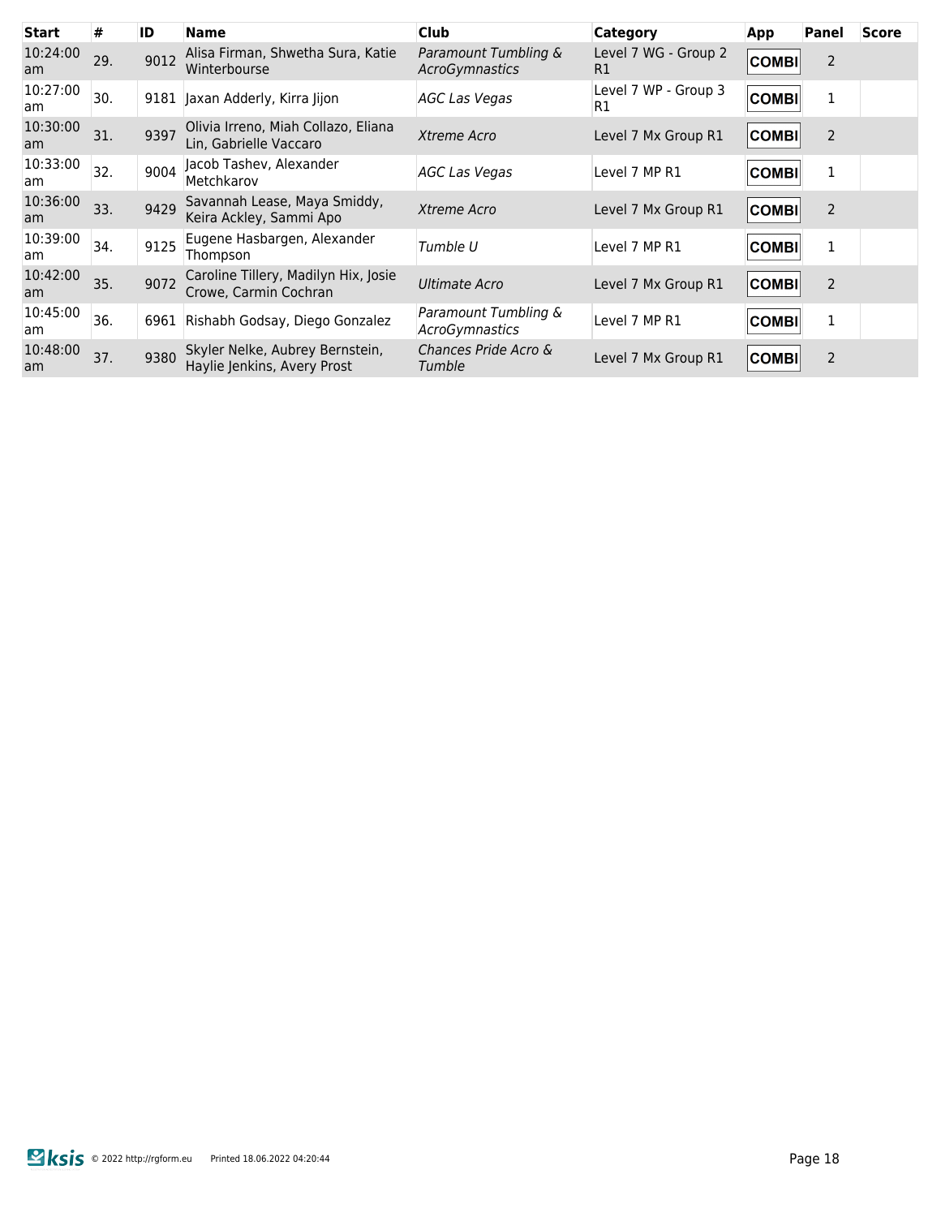| Start | # | ID | Name | Club | Category | App | Panel | Score |
|---|---|---|---|---|---|---|---|---|
| 10:24:00 am | 29. | 9012 | Alisa Firman, Shwetha Sura, Katie Winterbourse | *Paramount Tumbling & AcroGymnastics* | Level 7 WG - Group 2 R1 | COMBI | 2 | |
| 10:27:00 am | 30. | 9181 | Jaxan Adderly, Kirra Jijon | *AGC Las Vegas* | Level 7 WP - Group 3 R1 | COMBI | 1 | |
| 10:30:00 am | 31. | 9397 | Olivia Irreno, Miah Collazo, Eliana Lin, Gabrielle Vaccaro | *Xtreme Acro* | Level 7 Mx Group R1 | COMBI | 2 | |
| 10:33:00 am | 32. | 9004 | Jacob Tashev, Alexander Metchkarov | *AGC Las Vegas* | Level 7 MP R1 | COMBI | 1 | |
| 10:36:00 am | 33. | 9429 | Savannah Lease, Maya Smiddy, Keira Ackley, Sammi Apo | *Xtreme Acro* | Level 7 Mx Group R1 | COMBI | 2 | |
| 10:39:00 am | 34. | 9125 | Eugene Hasbargen, Alexander Thompson | *Tumble U* | Level 7 MP R1 | COMBI | 1 | |
| 10:42:00 am | 35. | 9072 | Caroline Tillery, Madilyn Hix, Josie Crowe, Carmin Cochran | *Ultimate Acro* | Level 7 Mx Group R1 | COMBI | 2 | |
| 10:45:00 am | 36. | 6961 | Rishabh Godsay, Diego Gonzalez | *Paramount Tumbling & AcroGymnastics* | Level 7 MP R1 | COMBI | 1 | |
| 10:48:00 am | 37. | 9380 | Skyler Nelke, Aubrey Bernstein, Haylie Jenkins, Avery Prost | *Chances Pride Acro & Tumble* | Level 7 Mx Group R1 | COMBI | 2 | |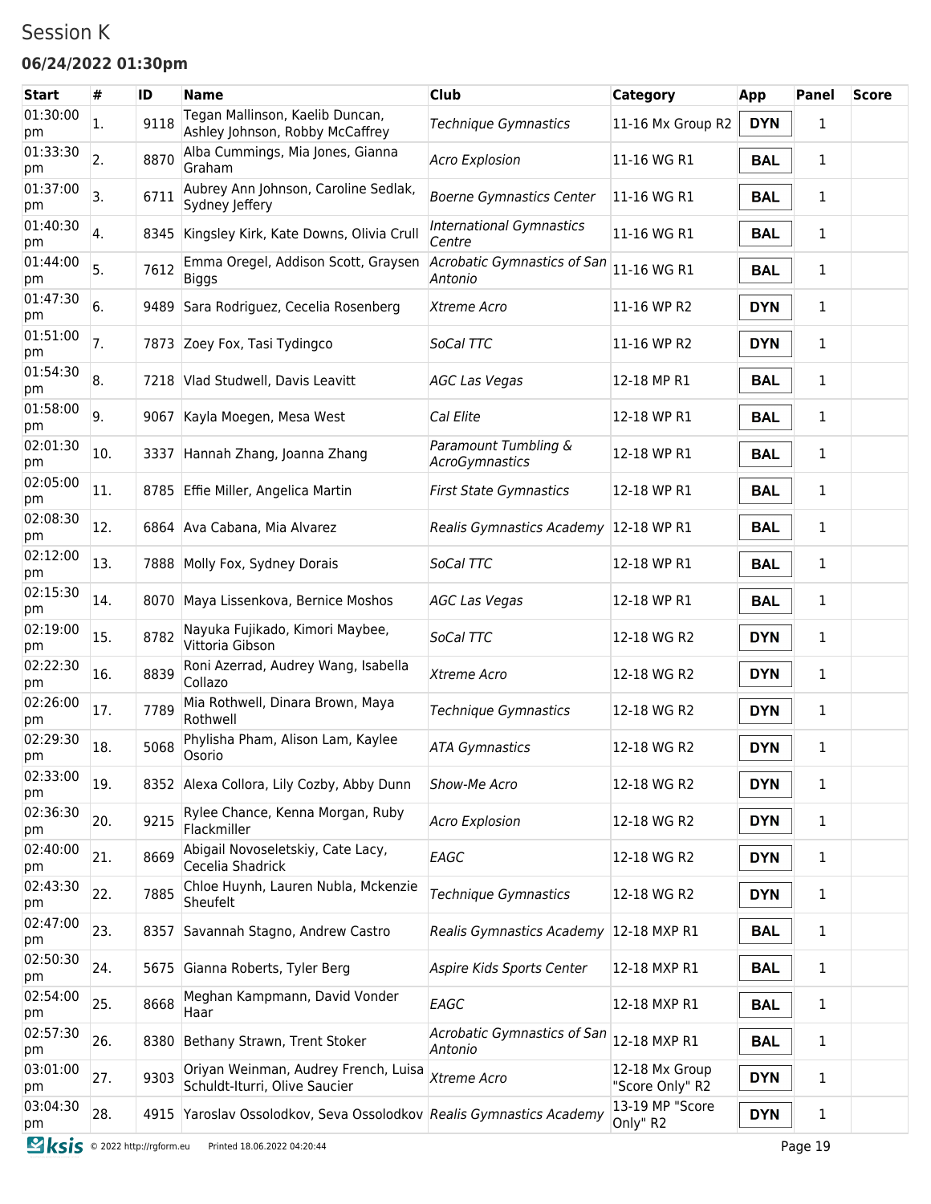Session K

**06/24/2022 01:30pm**

| Start | # | ID | Name | Club | Category | App | Panel | Score |
|---|---|---|---|---|---|---|---|---|
| 01:30:00 pm | 1. | 9118 | Tegan Mallinson, Kaelib Duncan, Ashley Johnson, Robby McCaffrey | *Technique Gymnastics* | 11-16 Mx Group R2 | **DYN** | 1 | |
| 01:33:30 pm | 2. | 8870 | Alba Cummings, Mia Jones, Gianna Graham | *Acro Explosion* | 11-16 WG R1 | **BAL** | 1 | |
| 01:37:00 pm | 3. | 6711 | Aubrey Ann Johnson, Caroline Sedlak, Sydney Jeffery | *Boerne Gymnastics Center* | 11-16 WG R1 | **BAL** | 1 | |
| 01:40:30 pm | 4. | 8345 | Kingsley Kirk, Kate Downs, Olivia Crull | *International Gymnastics Centre* | 11-16 WG R1 | **BAL** | 1 | |
| 01:44:00 pm | 5. | 7612 | Emma Oregel, Addison Scott, Graysen Biggs | *Acrobatic Gymnastics of San Antonio* | 11-16 WG R1 | **BAL** | 1 | |
| 01:47:30 pm | 6. | 9489 | Sara Rodriguez, Cecelia Rosenberg | *Xtreme Acro* | 11-16 WP R2 | **DYN** | 1 | |
| 01:51:00 pm | 7. | 7873 | Zoey Fox, Tasi Tydingco | *SoCal TTC* | 11-16 WP R2 | **DYN** | 1 | |
| 01:54:30 pm | 8. | 7218 | Vlad Studwell, Davis Leavitt | *AGC Las Vegas* | 12-18 MP R1 | **BAL** | 1 | |
| 01:58:00 pm | 9. | 9067 | Kayla Moegen, Mesa West | *Cal Elite* | 12-18 WP R1 | **BAL** | 1 | |
| 02:01:30 pm | 10. | 3337 | Hannah Zhang, Joanna Zhang | *Paramount Tumbling & AcroGymnastics* | 12-18 WP R1 | **BAL** | 1 | |
| 02:05:00 pm | 11. | 8785 | Effie Miller, Angelica Martin | *First State Gymnastics* | 12-18 WP R1 | **BAL** | 1 | |
| 02:08:30 pm | 12. | 6864 | Ava Cabana, Mia Alvarez | *Realis Gymnastics Academy* | 12-18 WP R1 | **BAL** | 1 | |
| 02:12:00 pm | 13. | 7888 | Molly Fox, Sydney Dorais | *SoCal TTC* | 12-18 WP R1 | **BAL** | 1 | |
| 02:15:30 pm | 14. | 8070 | Maya Lissenkova, Bernice Moshos | *AGC Las Vegas* | 12-18 WP R1 | **BAL** | 1 | |
| 02:19:00 pm | 15. | 8782 | Nayuka Fujikado, Kimori Maybee, Vittoria Gibson | *SoCal TTC* | 12-18 WG R2 | **DYN** | 1 | |
| 02:22:30 pm | 16. | 8839 | Roni Azerrad, Audrey Wang, Isabella Collazo | *Xtreme Acro* | 12-18 WG R2 | **DYN** | 1 | |
| 02:26:00 pm | 17. | 7789 | Mia Rothwell, Dinara Brown, Maya Rothwell | *Technique Gymnastics* | 12-18 WG R2 | **DYN** | 1 | |
| 02:29:30 pm | 18. | 5068 | Phylisha Pham, Alison Lam, Kaylee Osorio | *ATA Gymnastics* | 12-18 WG R2 | **DYN** | 1 | |
| 02:33:00 pm | 19. | 8352 | Alexa Collora, Lily Cozby, Abby Dunn | *Show-Me Acro* | 12-18 WG R2 | **DYN** | 1 | |
| 02:36:30 pm | 20. | 9215 | Rylee Chance, Kenna Morgan, Ruby Flackmiller | *Acro Explosion* | 12-18 WG R2 | **DYN** | 1 | |
| 02:40:00 pm | 21. | 8669 | Abigail Novoseletskiy, Cate Lacy, Cecelia Shadrick | *EAGC* | 12-18 WG R2 | **DYN** | 1 | |
| 02:43:30 pm | 22. | 7885 | Chloe Huynh, Lauren Nubla, Mckenzie Sheufelt | *Technique Gymnastics* | 12-18 WG R2 | **DYN** | 1 | |
| 02:47:00 pm | 23. | 8357 | Savannah Stagno, Andrew Castro | *Realis Gymnastics Academy* | 12-18 MXP R1 | **BAL** | 1 | |
| 02:50:30 pm | 24. | 5675 | Gianna Roberts, Tyler Berg | *Aspire Kids Sports Center* | 12-18 MXP R1 | **BAL** | 1 | |
| 02:54:00 pm | 25. | 8668 | Meghan Kampmann, David Vonder Haar | *EAGC* | 12-18 MXP R1 | **BAL** | 1 | |
| 02:57:30 pm | 26. | 8380 | Bethany Strawn, Trent Stoker | *Acrobatic Gymnastics of San Antonio* | 12-18 MXP R1 | **BAL** | 1 | |
| 03:01:00 pm | 27. | 9303 | Oriyan Weinman, Audrey French, Luisa Schuldt-Iturri, Olive Saucier | *Xtreme Acro* | 12-18 Mx Group "Score Only" R2 | **DYN** | 1 | |
| 03:04:30 pm | 28. | 4915 | Yaroslav Ossolodkov, Seva Ossolodkov | *Realis Gymnastics Academy* | 13-19 MP "Score Only" R2 | **DYN** | 1 | |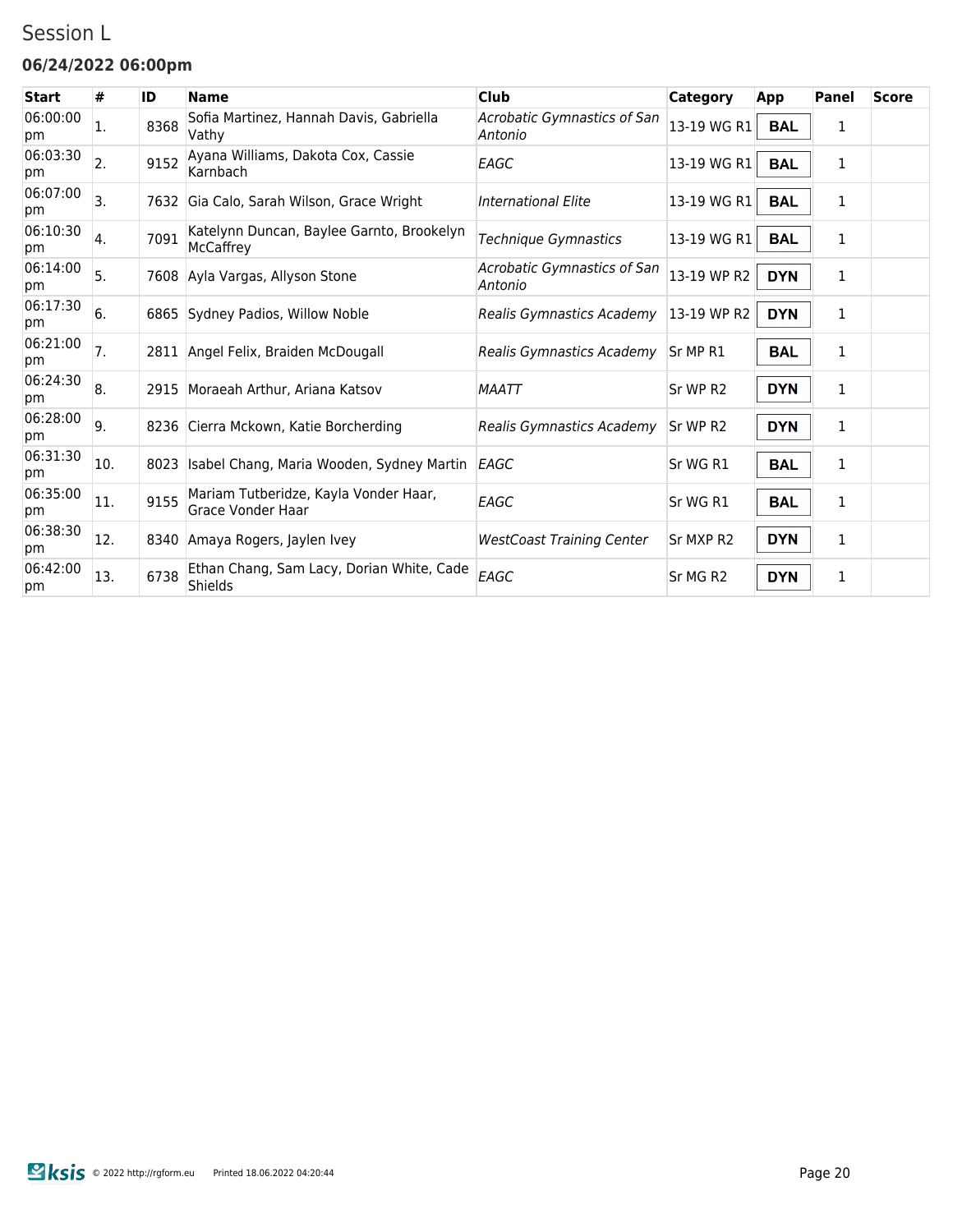# Session L

### 06/24/2022 06:00pm

| Start | # | ID | Name | Club | Category | App | Panel | Score |
|---|---|---|---|---|---|---|---|---|
| 06:00:00 pm | 1. | 8368 | Sofia Martinez, Hannah Davis, Gabriella Vathy | *Acrobatic Gymnastics of San Antonio* | 13-19 WG R1 | **BAL** | 1 | |
| 06:03:30 pm | 2. | 9152 | Ayana Williams, Dakota Cox, Cassie Karnbach | *EAGC* | 13-19 WG R1 | **BAL** | 1 | |
| 06:07:00 pm | 3. | 7632 | Gia Calo, Sarah Wilson, Grace Wright | *International Elite* | 13-19 WG R1 | **BAL** | 1 | |
| 06:10:30 pm | 4. | 7091 | Katelynn Duncan, Baylee Garnto, Brookelyn McCaffrey | *Technique Gymnastics* | 13-19 WG R1 | **BAL** | 1 | |
| 06:14:00 pm | 5. | 7608 | Ayla Vargas, Allyson Stone | *Acrobatic Gymnastics of San Antonio* | 13-19 WP R2 | **DYN** | 1 | |
| 06:17:30 pm | 6. | 6865 | Sydney Padios, Willow Noble | *Realis Gymnastics Academy* | 13-19 WP R2 | **DYN** | 1 | |
| 06:21:00 pm | 7. | 2811 | Angel Felix, Braiden McDougall | *Realis Gymnastics Academy* | Sr MP R1 | **BAL** | 1 | |
| 06:24:30 pm | 8. | 2915 | Moraeah Arthur, Ariana Katsov | *MAATT* | Sr WP R2 | **DYN** | 1 | |
| 06:28:00 pm | 9. | 8236 | Cierra Mckown, Katie Borcherding | *Realis Gymnastics Academy* | Sr WP R2 | **DYN** | 1 | |
| 06:31:30 pm | 10. | 8023 | Isabel Chang, Maria Wooden, Sydney Martin | *EAGC* | Sr WG R1 | **BAL** | 1 | |
| 06:35:00 pm | 11. | 9155 | Mariam Tutberidze, Kayla Vonder Haar, Grace Vonder Haar | *EAGC* | Sr WG R1 | **BAL** | 1 | |
| 06:38:30 pm | 12. | 8340 | Amaya Rogers, Jaylen Ivey | *WestCoast Training Center* | Sr MXP R2 | **DYN** | 1 | |
| 06:42:00 pm | 13. | 6738 | Ethan Chang, Sam Lacy, Dorian White, Cade Shields | *EAGC* | Sr MG R2 | **DYN** | 1 | |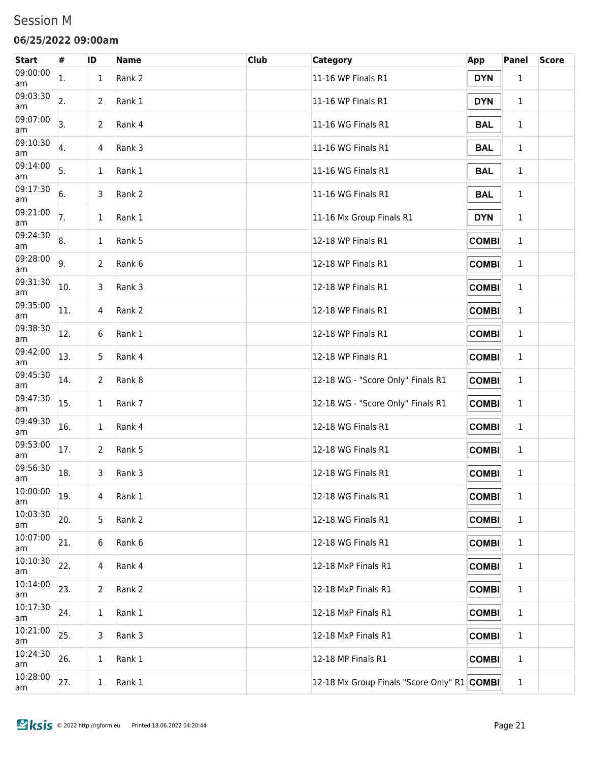# Session M

### 06/25/2022 09:00am

| Start | # | ID | Name | Club | Category | App | Panel | Score |
|---|---|---|---|---|---|---|---|---|
| 09:00:00 am | 1. | 1 | Rank 2 | | 11-16 WP Finals R1 | DYN | 1 | |
| 09:03:30 am | 2. | 2 | Rank 1 | | 11-16 WP Finals R1 | DYN | 1 | |
| 09:07:00 am | 3. | 2 | Rank 4 | | 11-16 WG Finals R1 | BAL | 1 | |
| 09:10:30 am | 4. | 4 | Rank 3 | | 11-16 WG Finals R1 | BAL | 1 | |
| 09:14:00 am | 5. | 1 | Rank 1 | | 11-16 WG Finals R1 | BAL | 1 | |
| 09:17:30 am | 6. | 3 | Rank 2 | | 11-16 WG Finals R1 | BAL | 1 | |
| 09:21:00 am | 7. | 1 | Rank 1 | | 11-16 Mx Group Finals R1 | DYN | 1 | |
| 09:24:30 am | 8. | 1 | Rank 5 | | 12-18 WP Finals R1 | COMBI | 1 | |
| 09:28:00 am | 9. | 2 | Rank 6 | | 12-18 WP Finals R1 | COMBI | 1 | |
| 09:31:30 am | 10. | 3 | Rank 3 | | 12-18 WP Finals R1 | COMBI | 1 | |
| 09:35:00 am | 11. | 4 | Rank 2 | | 12-18 WP Finals R1 | COMBI | 1 | |
| 09:38:30 am | 12. | 6 | Rank 1 | | 12-18 WP Finals R1 | COMBI | 1 | |
| 09:42:00 am | 13. | 5 | Rank 4 | | 12-18 WP Finals R1 | COMBI | 1 | |
| 09:45:30 am | 14. | 2 | Rank 8 | | 12-18 WG - "Score Only" Finals R1 | COMBI | 1 | |
| 09:47:30 am | 15. | 1 | Rank 7 | | 12-18 WG - "Score Only" Finals R1 | COMBI | 1 | |
| 09:49:30 am | 16. | 1 | Rank 4 | | 12-18 WG Finals R1 | COMBI | 1 | |
| 09:53:00 am | 17. | 2 | Rank 5 | | 12-18 WG Finals R1 | COMBI | 1 | |
| 09:56:30 am | 18. | 3 | Rank 3 | | 12-18 WG Finals R1 | COMBI | 1 | |
| 10:00:00 am | 19. | 4 | Rank 1 | | 12-18 WG Finals R1 | COMBI | 1 | |
| 10:03:30 am | 20. | 5 | Rank 2 | | 12-18 WG Finals R1 | COMBI | 1 | |
| 10:07:00 am | 21. | 6 | Rank 6 | | 12-18 WG Finals R1 | COMBI | 1 | |
| 10:10:30 am | 22. | 4 | Rank 4 | | 12-18 MxP Finals R1 | COMBI | 1 | |
| 10:14:00 am | 23. | 2 | Rank 2 | | 12-18 MxP Finals R1 | COMBI | 1 | |
| 10:17:30 am | 24. | 1 | Rank 1 | | 12-18 MxP Finals R1 | COMBI | 1 | |
| 10:21:00 am | 25. | 3 | Rank 3 | | 12-18 MxP Finals R1 | COMBI | 1 | |
| 10:24:30 am | 26. | 1 | Rank 1 | | 12-18 MP Finals R1 | COMBI | 1 | |
| 10:28:00 am | 27. | 1 | Rank 1 | | 12-18 Mx Group Finals "Score Only" R1 | COMBI | 1 | |

ksis © 2022 http://rgform.eu Printed 18.06.2022 04:20:44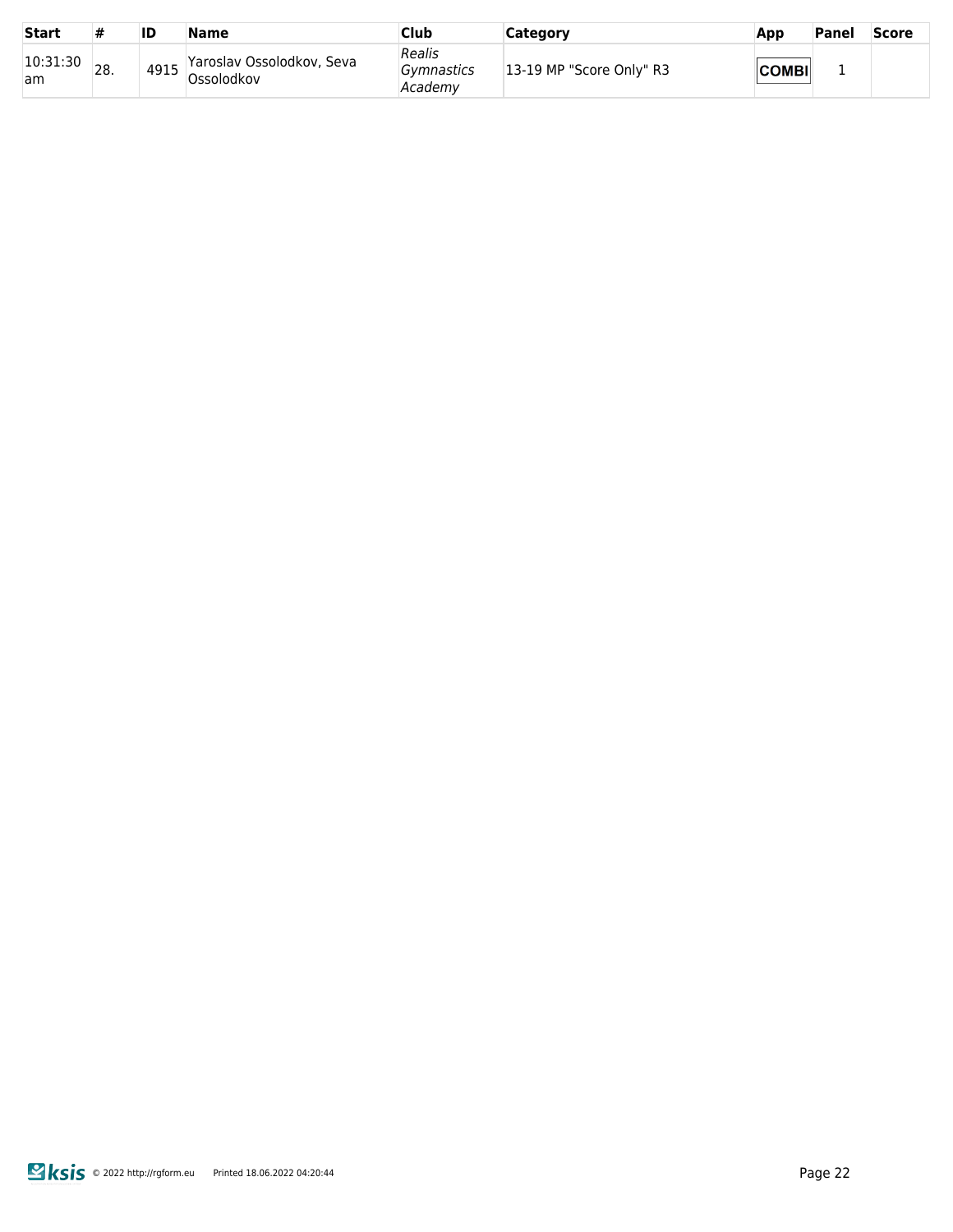| Start | # | ID | Name | Club | Category | App | Panel | Score |
|---|---|---|---|---|---|---|---|---|
| 10:31:30 am | 28. | 4915 | Yaroslav Ossolodkov, Seva Ossolodkov | *Realis Gymnastics Academy* | 13-19 MP "Score Only" R3 | **COMBI** | 1 | |

© 2022 http://rgform.eu Printed 18.06.2022 04:20:44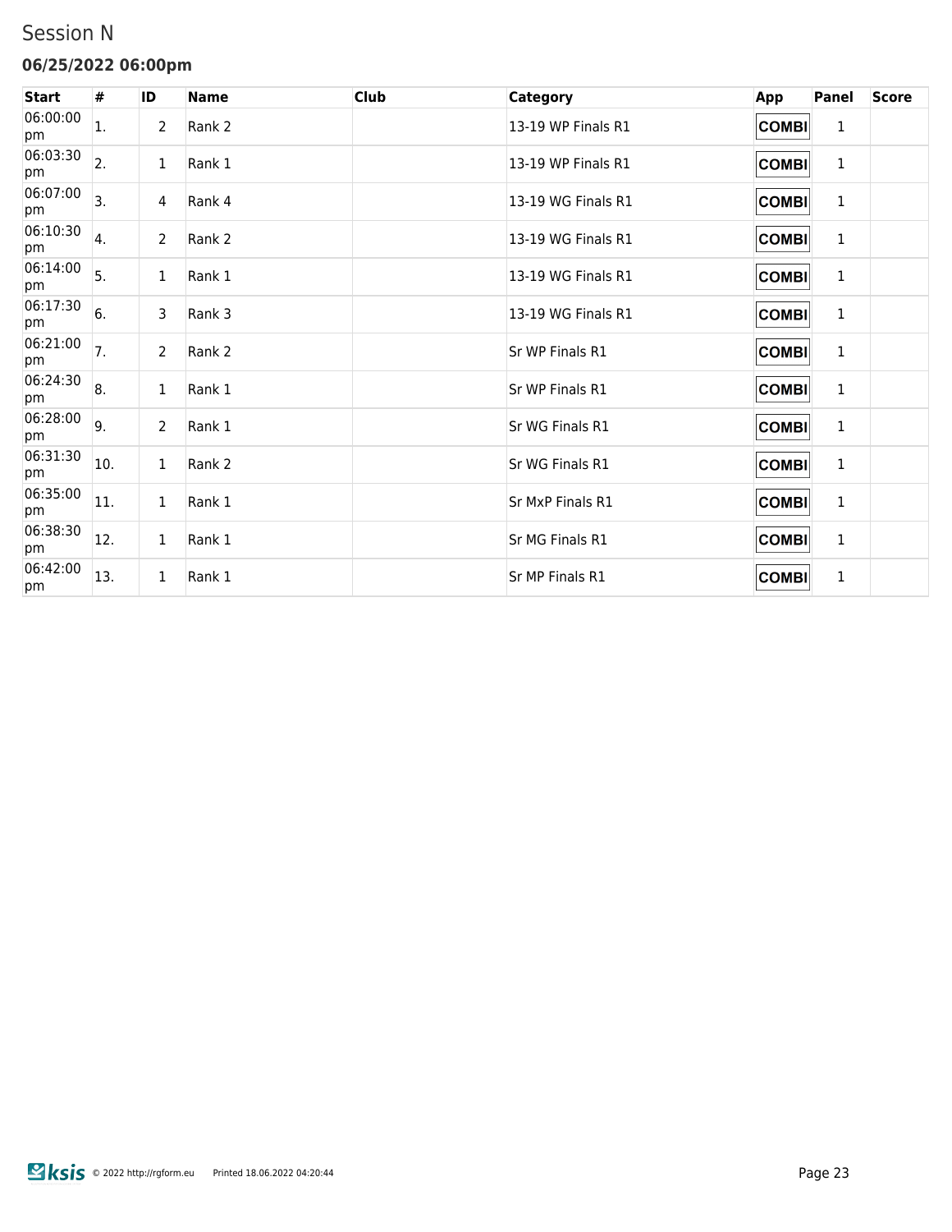# Session N

### 06/25/2022 06:00pm

| Start | # | ID | Name | Club | Category | App | Panel | Score |
|---|---|---|---|---|---|---|---|---|
| 06:00:00 pm | 1. | 2 | Rank 2 | | 13-19 WP Finals R1 | COMBI | 1 | |
| 06:03:30 pm | 2. | 1 | Rank 1 | | 13-19 WP Finals R1 | COMBI | 1 | |
| 06:07:00 pm | 3. | 4 | Rank 4 | | 13-19 WG Finals R1 | COMBI | 1 | |
| 06:10:30 pm | 4. | 2 | Rank 2 | | 13-19 WG Finals R1 | COMBI | 1 | |
| 06:14:00 pm | 5. | 1 | Rank 1 | | 13-19 WG Finals R1 | COMBI | 1 | |
| 06:17:30 pm | 6. | 3 | Rank 3 | | 13-19 WG Finals R1 | COMBI | 1 | |
| 06:21:00 pm | 7. | 2 | Rank 2 | | Sr WP Finals R1 | COMBI | 1 | |
| 06:24:30 pm | 8. | 1 | Rank 1 | | Sr WP Finals R1 | COMBI | 1 | |
| 06:28:00 pm | 9. | 2 | Rank 1 | | Sr WG Finals R1 | COMBI | 1 | |
| 06:31:30 pm | 10. | 1 | Rank 2 | | Sr WG Finals R1 | COMBI | 1 | |
| 06:35:00 pm | 11. | 1 | Rank 1 | | Sr MxP Finals R1 | COMBI | 1 | |
| 06:38:30 pm | 12. | 1 | Rank 1 | | Sr MG Finals R1 | COMBI | 1 | |
| 06:42:00 pm | 13. | 1 | Rank 1 | | Sr MP Finals R1 | COMBI | 1 | |